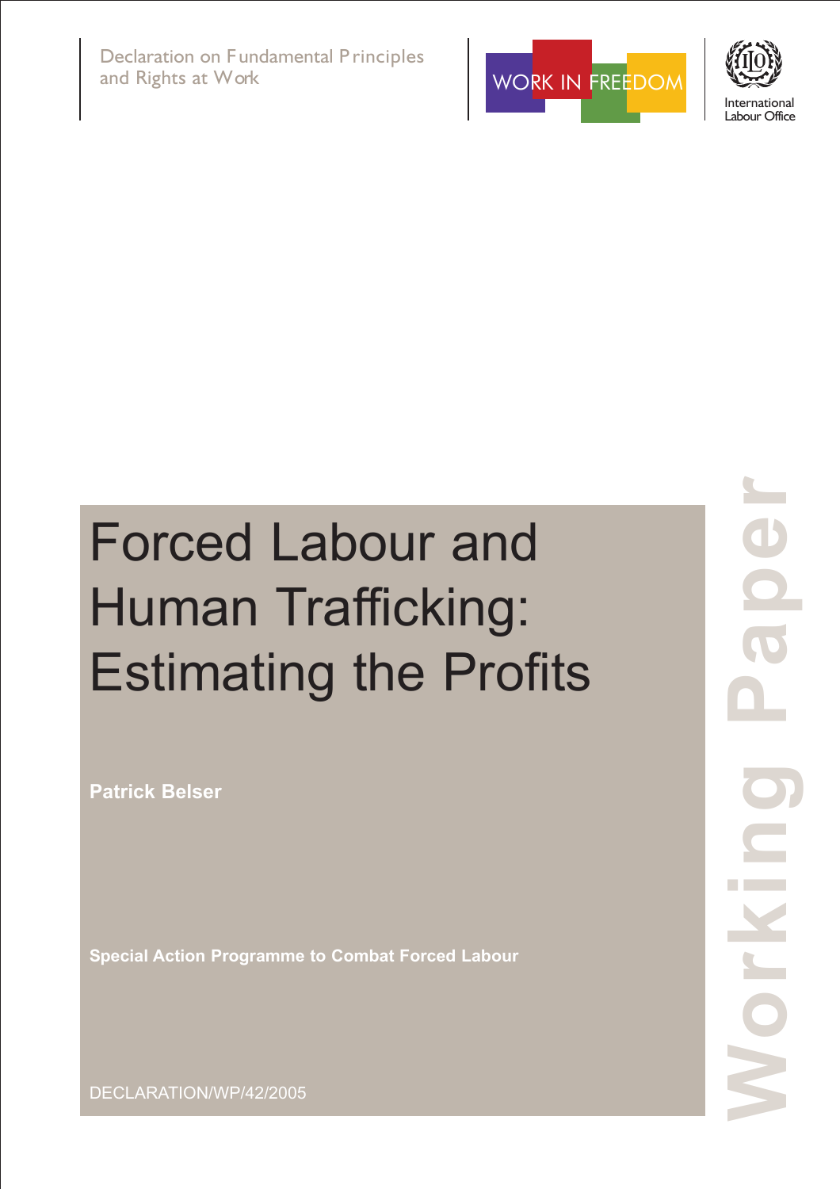Declaration on Fundamental Principles and Rights at Work

WORK IN FREEDOM

International Labour Office

# Forced Labour and Human Trafficking: Estimating the Profits

**Patrick Belser**

**Special Action Programme to Combat Forced Labour**

DECLARATION/WP/42/2005

Working Paper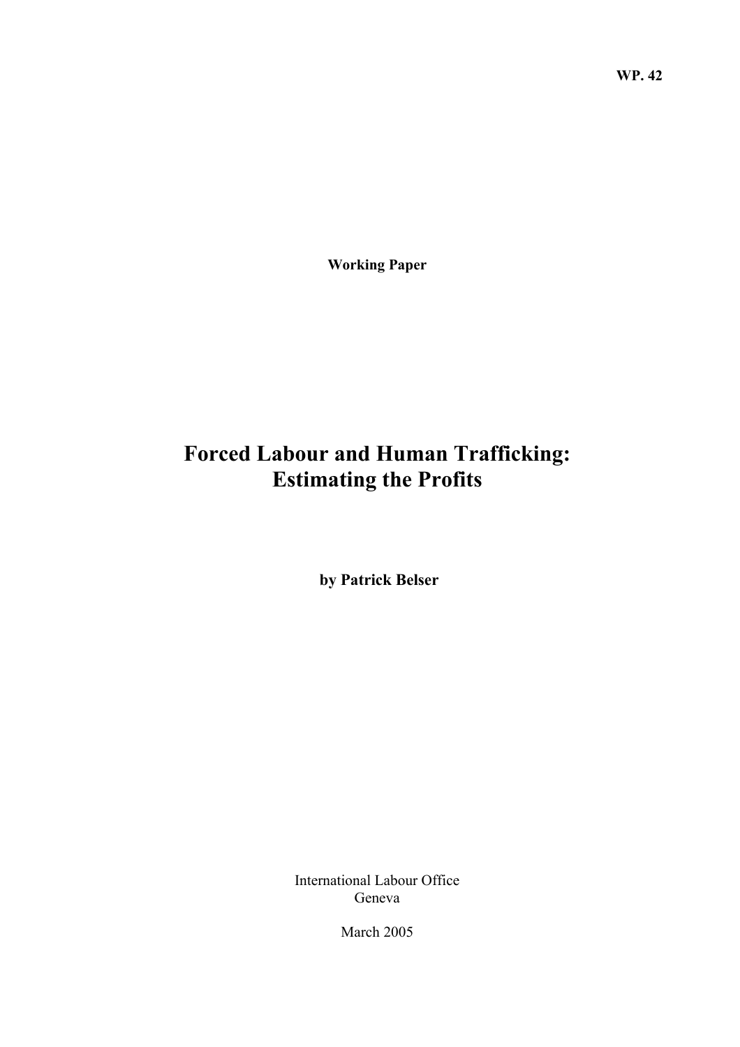WP. 42

Working Paper

# Forced Labour and Human Trafficking: Estimating the Profits

**by Patrick Belser**

International Labour Office
Geneva

March 2005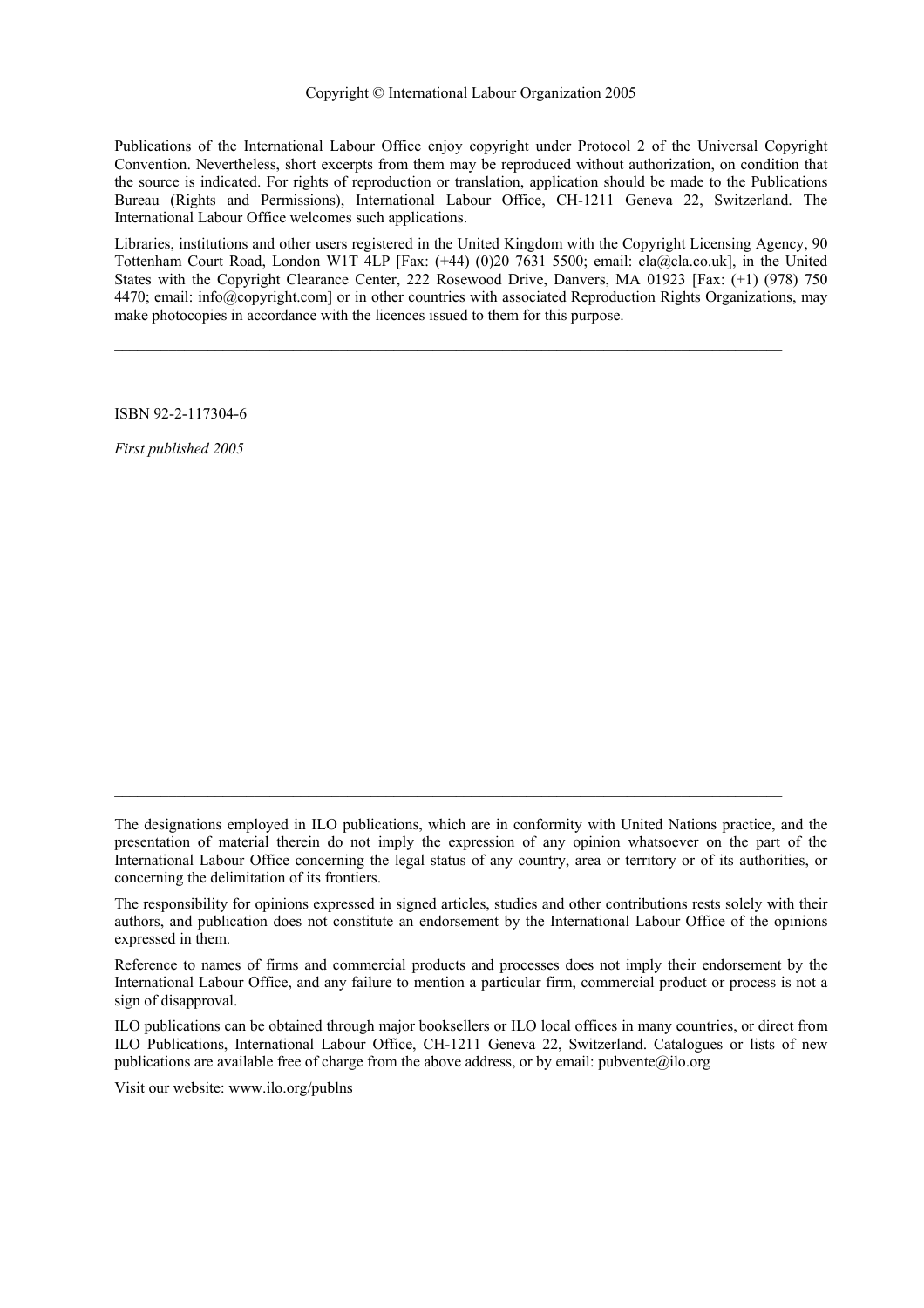Copyright © International Labour Organization 2005

Publications of the International Labour Office enjoy copyright under Protocol 2 of the Universal Copyright Convention. Nevertheless, short excerpts from them may be reproduced without authorization, on condition that the source is indicated. For rights of reproduction or translation, application should be made to the Publications Bureau (Rights and Permissions), International Labour Office, CH-1211 Geneva 22, Switzerland. The International Labour Office welcomes such applications.

Libraries, institutions and other users registered in the United Kingdom with the Copyright Licensing Agency, 90 Tottenham Court Road, London W1T 4LP [Fax: (+44) (0)20 7631 5500; email: cla@cla.co.uk], in the United States with the Copyright Clearance Center, 222 Rosewood Drive, Danvers, MA 01923 [Fax: (+1) (978) 750 4470; email: info@copyright.com] or in other countries with associated Reproduction Rights Organizations, may make photocopies in accordance with the licences issued to them for this purpose.

---

ISBN 92-2-117304-6

*First published 2005*

---

The designations employed in ILO publications, which are in conformity with United Nations practice, and the presentation of material therein do not imply the expression of any opinion whatsoever on the part of the International Labour Office concerning the legal status of any country, area or territory or of its authorities, or concerning the delimitation of its frontiers.

The responsibility for opinions expressed in signed articles, studies and other contributions rests solely with their authors, and publication does not constitute an endorsement by the International Labour Office of the opinions expressed in them.

Reference to names of firms and commercial products and processes does not imply their endorsement by the International Labour Office, and any failure to mention a particular firm, commercial product or process is not a sign of disapproval.

ILO publications can be obtained through major booksellers or ILO local offices in many countries, or direct from ILO Publications, International Labour Office, CH-1211 Geneva 22, Switzerland. Catalogues or lists of new publications are available free of charge from the above address, or by email: pubvente@ilo.org

Visit our website: www.ilo.org/publns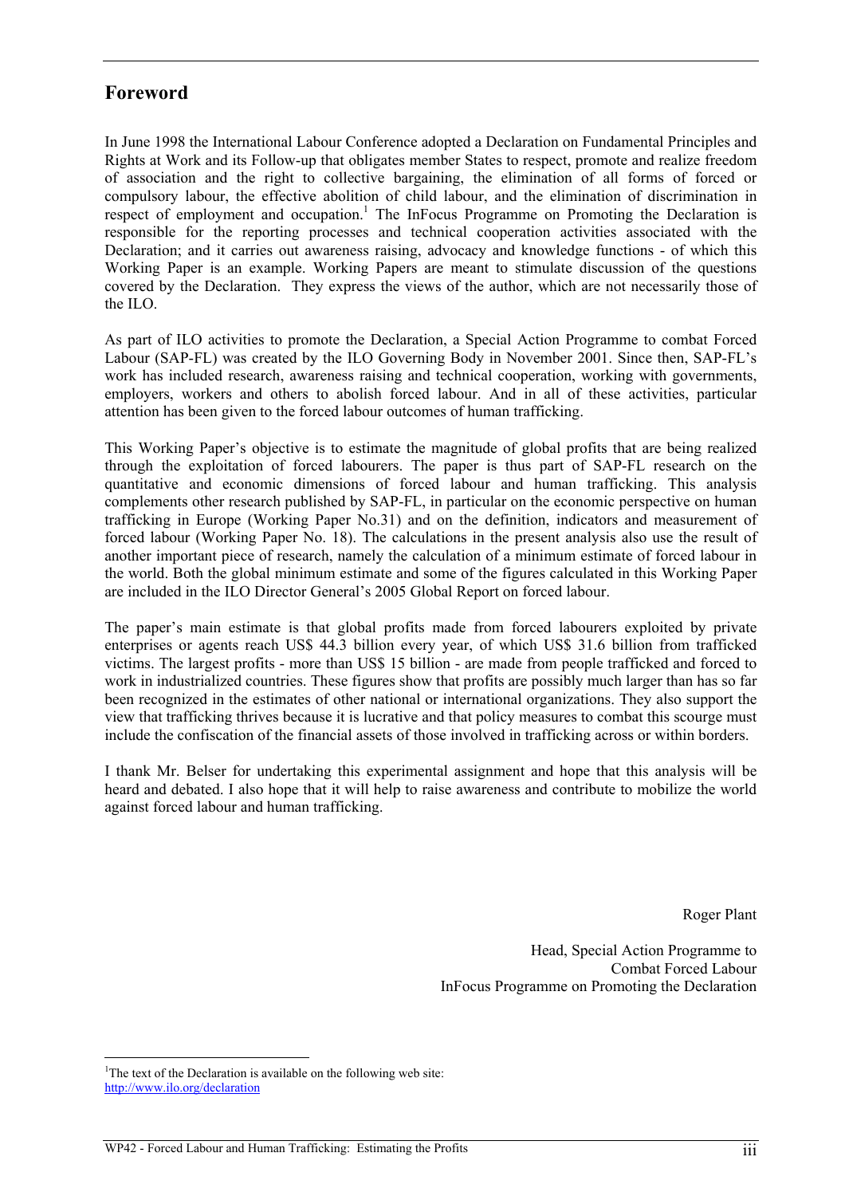## Foreword

In June 1998 the International Labour Conference adopted a Declaration on Fundamental Principles and Rights at Work and its Follow-up that obligates member States to respect, promote and realize freedom of association and the right to collective bargaining, the elimination of all forms of forced or compulsory labour, the effective abolition of child labour, and the elimination of discrimination in respect of employment and occupation.[1] The InFocus Programme on Promoting the Declaration is responsible for the reporting processes and technical cooperation activities associated with the Declaration; and it carries out awareness raising, advocacy and knowledge functions - of which this Working Paper is an example. Working Papers are meant to stimulate discussion of the questions covered by the Declaration. They express the views of the author, which are not necessarily those of the ILO.

As part of ILO activities to promote the Declaration, a Special Action Programme to combat Forced Labour (SAP-FL) was created by the ILO Governing Body in November 2001. Since then, SAP-FL's work has included research, awareness raising and technical cooperation, working with governments, employers, workers and others to abolish forced labour. And in all of these activities, particular attention has been given to the forced labour outcomes of human trafficking.

This Working Paper's objective is to estimate the magnitude of global profits that are being realized through the exploitation of forced labourers. The paper is thus part of SAP-FL research on the quantitative and economic dimensions of forced labour and human trafficking. This analysis complements other research published by SAP-FL, in particular on the economic perspective on human trafficking in Europe (Working Paper No.31) and on the definition, indicators and measurement of forced labour (Working Paper No. 18). The calculations in the present analysis also use the result of another important piece of research, namely the calculation of a minimum estimate of forced labour in the world. Both the global minimum estimate and some of the figures calculated in this Working Paper are included in the ILO Director General's 2005 Global Report on forced labour.

The paper's main estimate is that global profits made from forced labourers exploited by private enterprises or agents reach US$ 44.3 billion every year, of which US$ 31.6 billion from trafficked victims. The largest profits - more than US$ 15 billion - are made from people trafficked and forced to work in industrialized countries. These figures show that profits are possibly much larger than has so far been recognized in the estimates of other national or international organizations. They also support the view that trafficking thrives because it is lucrative and that policy measures to combat this scourge must include the confiscation of the financial assets of those involved in trafficking across or within borders.

I thank Mr. Belser for undertaking this experimental assignment and hope that this analysis will be heard and debated. I also hope that it will help to raise awareness and contribute to mobilize the world against forced labour and human trafficking.

Roger Plant

Head, Special Action Programme to
Combat Forced Labour
InFocus Programme on Promoting the Declaration

---

[1]The text of the Declaration is available on the following web site:
http://www.ilo.org/declaration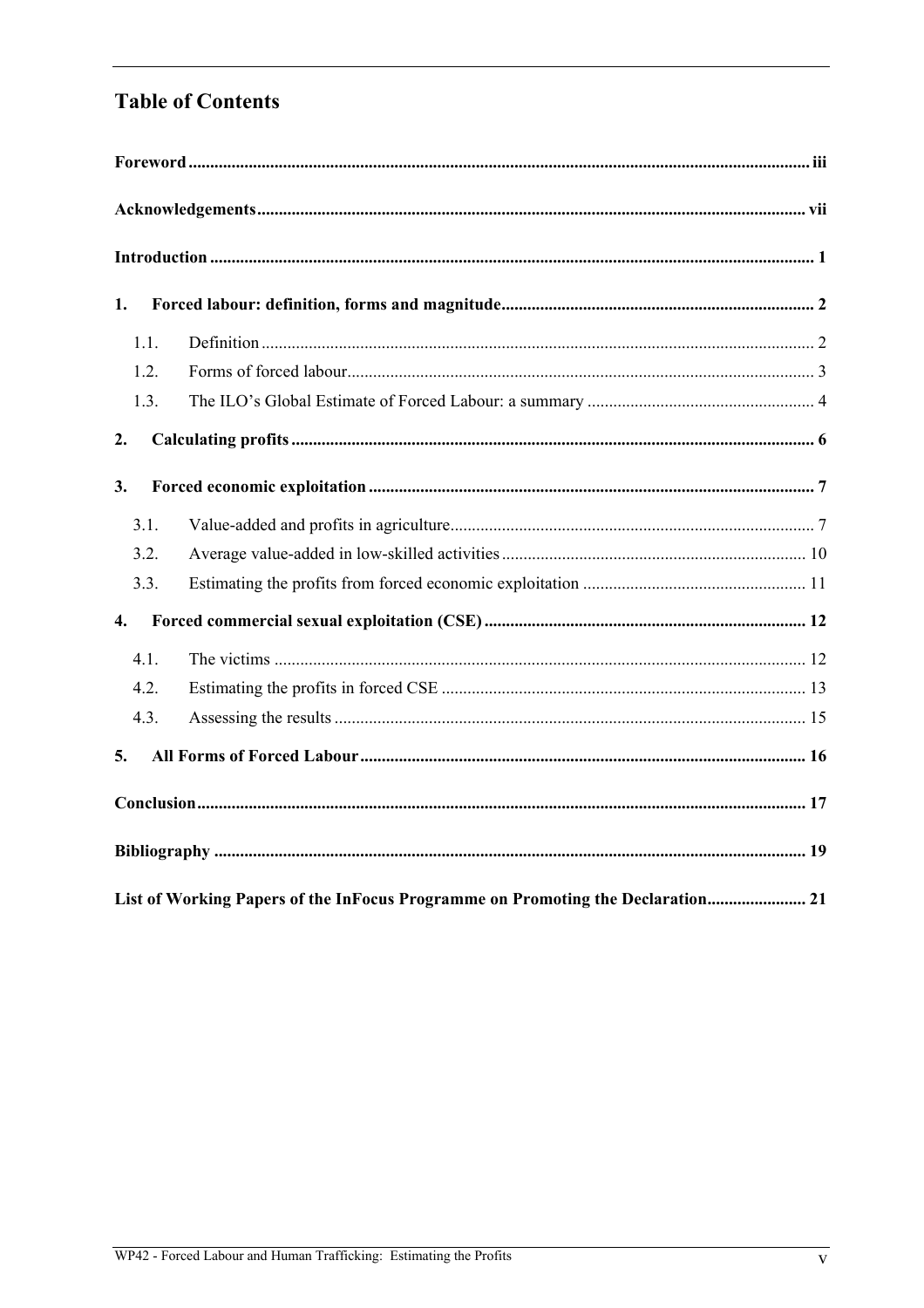# Table of Contents

**Foreword** ..... iii

**Acknowledgements** ..... vii

**Introduction** ..... 1

**1. Forced labour: definition, forms and magnitude** ..... 2

- 1.1. Definition ..... 2
- 1.2. Forms of forced labour ..... 3
- 1.3. The ILO's Global Estimate of Forced Labour: a summary ..... 4

**2. Calculating profits** ..... 6

**3. Forced economic exploitation** ..... 7

- 3.1. Value-added and profits in agriculture ..... 7
- 3.2. Average value-added in low-skilled activities ..... 10
- 3.3. Estimating the profits from forced economic exploitation ..... 11

**4. Forced commercial sexual exploitation (CSE)** ..... 12

- 4.1. The victims ..... 12
- 4.2. Estimating the profits in forced CSE ..... 13
- 4.3. Assessing the results ..... 15

**5. All Forms of Forced Labour** ..... 16

**Conclusion** ..... 17

**Bibliography** ..... 19

**List of Working Papers of the InFocus Programme on Promoting the Declaration** ..... 21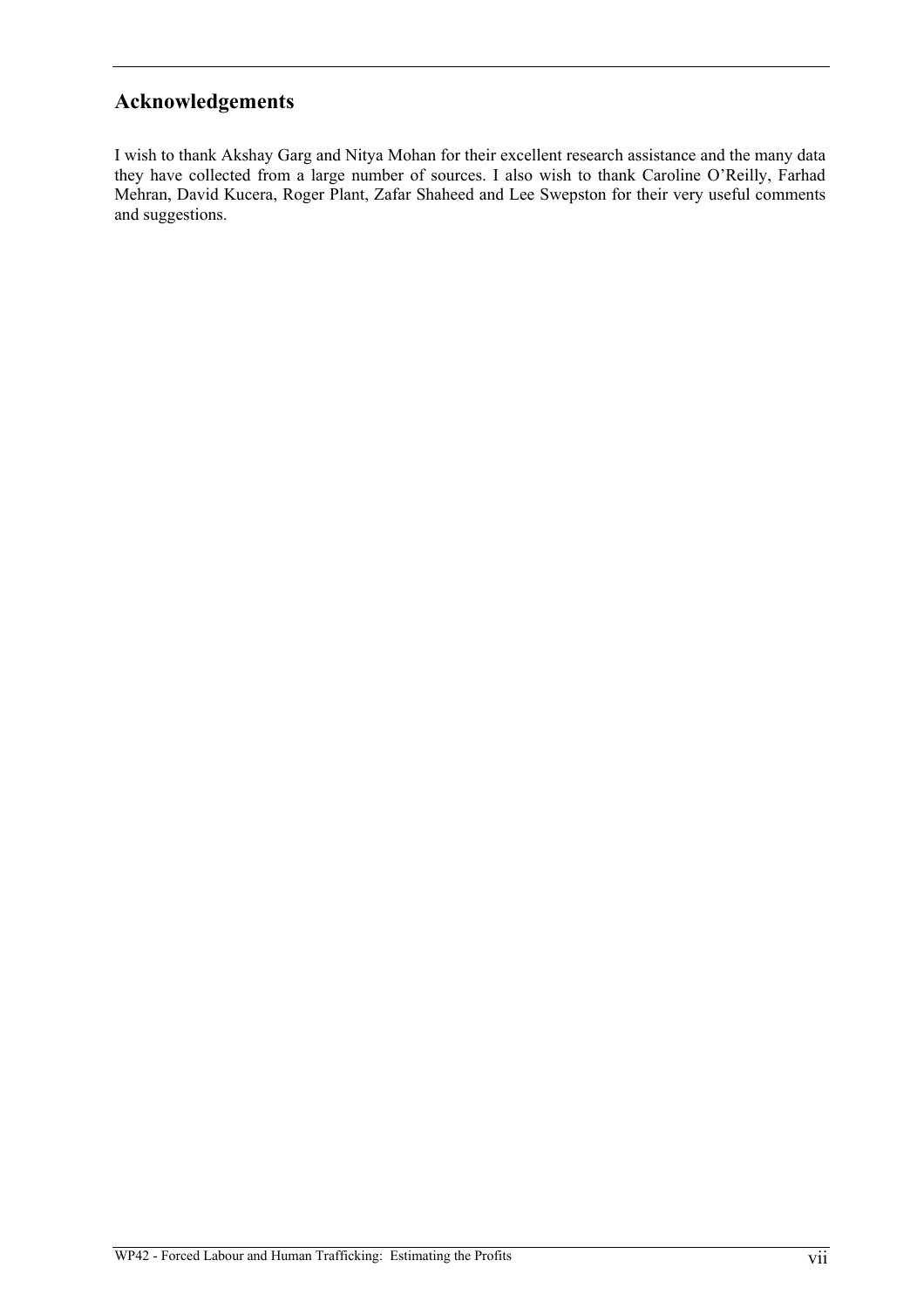## Acknowledgements

I wish to thank Akshay Garg and Nitya Mohan for their excellent research assistance and the many data they have collected from a large number of sources. I also wish to thank Caroline O'Reilly, Farhad Mehran, David Kucera, Roger Plant, Zafar Shaheed and Lee Swepston for their very useful comments and suggestions.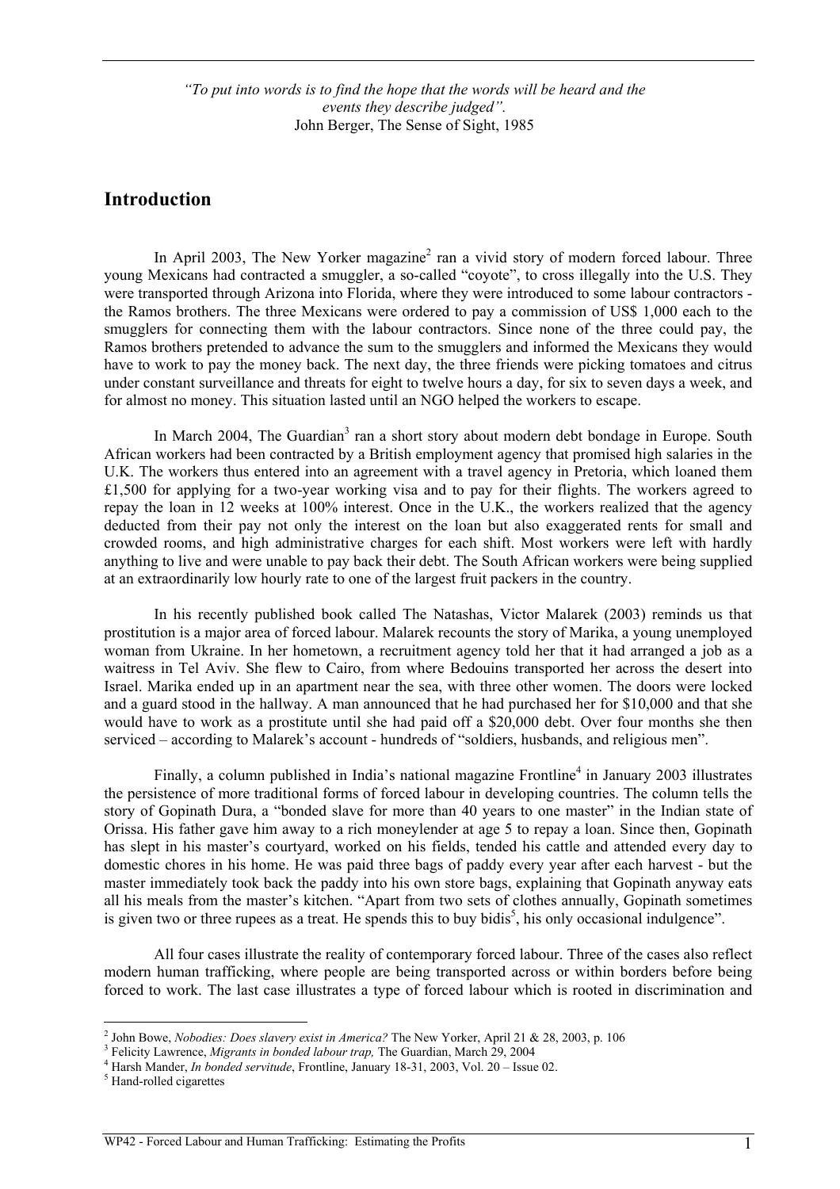*"To put into words is to find the hope that the words will be heard and the events they describe judged".*
John Berger, The Sense of Sight, 1985

## Introduction

In April 2003, The New Yorker magazine[2] ran a vivid story of modern forced labour. Three young Mexicans had contracted a smuggler, a so-called "coyote", to cross illegally into the U.S. They were transported through Arizona into Florida, where they were introduced to some labour contractors - the Ramos brothers. The three Mexicans were ordered to pay a commission of US$ 1,000 each to the smugglers for connecting them with the labour contractors. Since none of the three could pay, the Ramos brothers pretended to advance the sum to the smugglers and informed the Mexicans they would have to work to pay the money back. The next day, the three friends were picking tomatoes and citrus under constant surveillance and threats for eight to twelve hours a day, for six to seven days a week, and for almost no money. This situation lasted until an NGO helped the workers to escape.

In March 2004, The Guardian[3] ran a short story about modern debt bondage in Europe. South African workers had been contracted by a British employment agency that promised high salaries in the U.K. The workers thus entered into an agreement with a travel agency in Pretoria, which loaned them £1,500 for applying for a two-year working visa and to pay for their flights. The workers agreed to repay the loan in 12 weeks at 100% interest. Once in the U.K., the workers realized that the agency deducted from their pay not only the interest on the loan but also exaggerated rents for small and crowded rooms, and high administrative charges for each shift. Most workers were left with hardly anything to live and were unable to pay back their debt. The South African workers were being supplied at an extraordinarily low hourly rate to one of the largest fruit packers in the country.

In his recently published book called The Natashas, Victor Malarek (2003) reminds us that prostitution is a major area of forced labour. Malarek recounts the story of Marika, a young unemployed woman from Ukraine. In her hometown, a recruitment agency told her that it had arranged a job as a waitress in Tel Aviv. She flew to Cairo, from where Bedouins transported her across the desert into Israel. Marika ended up in an apartment near the sea, with three other women. The doors were locked and a guard stood in the hallway. A man announced that he had purchased her for $10,000 and that she would have to work as a prostitute until she had paid off a $20,000 debt. Over four months she then serviced – according to Malarek's account - hundreds of "soldiers, husbands, and religious men".

Finally, a column published in India's national magazine Frontline[4] in January 2003 illustrates the persistence of more traditional forms of forced labour in developing countries. The column tells the story of Gopinath Dura, a "bonded slave for more than 40 years to one master" in the Indian state of Orissa. His father gave him away to a rich moneylender at age 5 to repay a loan. Since then, Gopinath has slept in his master's courtyard, worked on his fields, tended his cattle and attended every day to domestic chores in his home. He was paid three bags of paddy every year after each harvest - but the master immediately took back the paddy into his own store bags, explaining that Gopinath anyway eats all his meals from the master's kitchen. "Apart from two sets of clothes annually, Gopinath sometimes is given two or three rupees as a treat. He spends this to buy bidis[5], his only occasional indulgence".

All four cases illustrate the reality of contemporary forced labour. Three of the cases also reflect modern human trafficking, where people are being transported across or within borders before being forced to work. The last case illustrates a type of forced labour which is rooted in discrimination and

---

[2] John Bowe, *Nobodies: Does slavery exist in America?* The New Yorker, April 21 & 28, 2003, p. 106
[3] Felicity Lawrence, *Migrants in bonded labour trap,* The Guardian, March 29, 2004
[4] Harsh Mander, *In bonded servitude*, Frontline, January 18-31, 2003, Vol. 20 – Issue 02.
[5] Hand-rolled cigarettes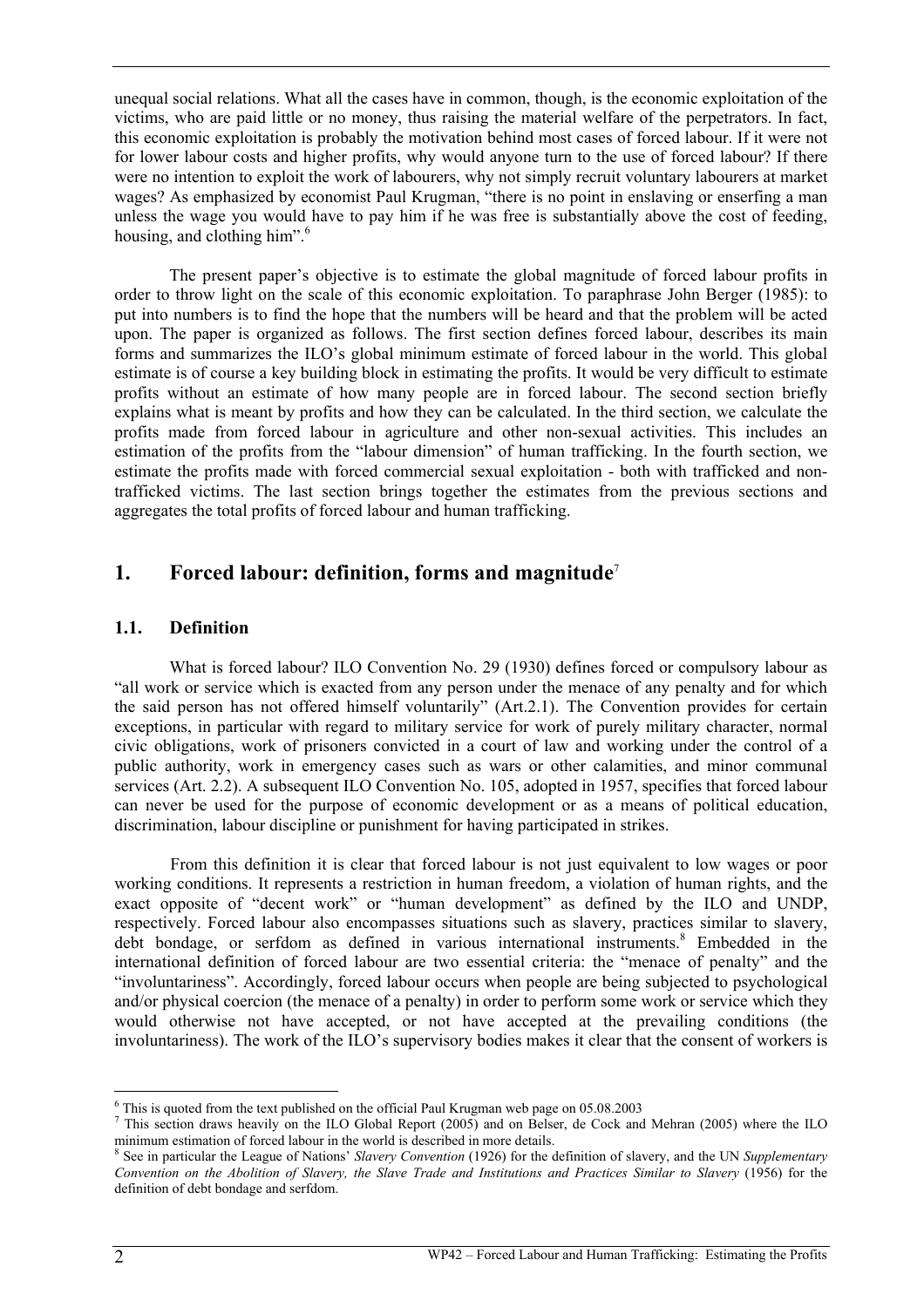unequal social relations. What all the cases have in common, though, is the economic exploitation of the victims, who are paid little or no money, thus raising the material welfare of the perpetrators. In fact, this economic exploitation is probably the motivation behind most cases of forced labour. If it were not for lower labour costs and higher profits, why would anyone turn to the use of forced labour? If there were no intention to exploit the work of labourers, why not simply recruit voluntary labourers at market wages? As emphasized by economist Paul Krugman, "there is no point in enslaving or enserfing a man unless the wage you would have to pay him if he was free is substantially above the cost of feeding, housing, and clothing him".[6]

The present paper's objective is to estimate the global magnitude of forced labour profits in order to throw light on the scale of this economic exploitation. To paraphrase John Berger (1985): to put into numbers is to find the hope that the numbers will be heard and that the problem will be acted upon. The paper is organized as follows. The first section defines forced labour, describes its main forms and summarizes the ILO's global minimum estimate of forced labour in the world. This global estimate is of course a key building block in estimating the profits. It would be very difficult to estimate profits without an estimate of how many people are in forced labour. The second section briefly explains what is meant by profits and how they can be calculated. In the third section, we calculate the profits made from forced labour in agriculture and other non-sexual activities. This includes an estimation of the profits from the "labour dimension" of human trafficking. In the fourth section, we estimate the profits made with forced commercial sexual exploitation - both with trafficked and non-trafficked victims. The last section brings together the estimates from the previous sections and aggregates the total profits of forced labour and human trafficking.

# 1. Forced labour: definition, forms and magnitude[7]

## 1.1. Definition

What is forced labour? ILO Convention No. 29 (1930) defines forced or compulsory labour as "all work or service which is exacted from any person under the menace of any penalty and for which the said person has not offered himself voluntarily" (Art.2.1). The Convention provides for certain exceptions, in particular with regard to military service for work of purely military character, normal civic obligations, work of prisoners convicted in a court of law and working under the control of a public authority, work in emergency cases such as wars or other calamities, and minor communal services (Art. 2.2). A subsequent ILO Convention No. 105, adopted in 1957, specifies that forced labour can never be used for the purpose of economic development or as a means of political education, discrimination, labour discipline or punishment for having participated in strikes.

From this definition it is clear that forced labour is not just equivalent to low wages or poor working conditions. It represents a restriction in human freedom, a violation of human rights, and the exact opposite of "decent work" or "human development" as defined by the ILO and UNDP, respectively. Forced labour also encompasses situations such as slavery, practices similar to slavery, debt bondage, or serfdom as defined in various international instruments.[8] Embedded in the international definition of forced labour are two essential criteria: the "menace of penalty" and the "involuntariness". Accordingly, forced labour occurs when people are being subjected to psychological and/or physical coercion (the menace of a penalty) in order to perform some work or service which they would otherwise not have accepted, or not have accepted at the prevailing conditions (the involuntariness). The work of the ILO's supervisory bodies makes it clear that the consent of workers is

---

[6] This is quoted from the text published on the official Paul Krugman web page on 05.08.2003

[7] This section draws heavily on the ILO Global Report (2005) and on Belser, de Cock and Mehran (2005) where the ILO minimum estimation of forced labour in the world is described in more details.

[8] See in particular the League of Nations' *Slavery Convention* (1926) for the definition of slavery, and the UN *Supplementary Convention on the Abolition of Slavery, the Slave Trade and Institutions and Practices Similar to Slavery* (1956) for the definition of debt bondage and serfdom.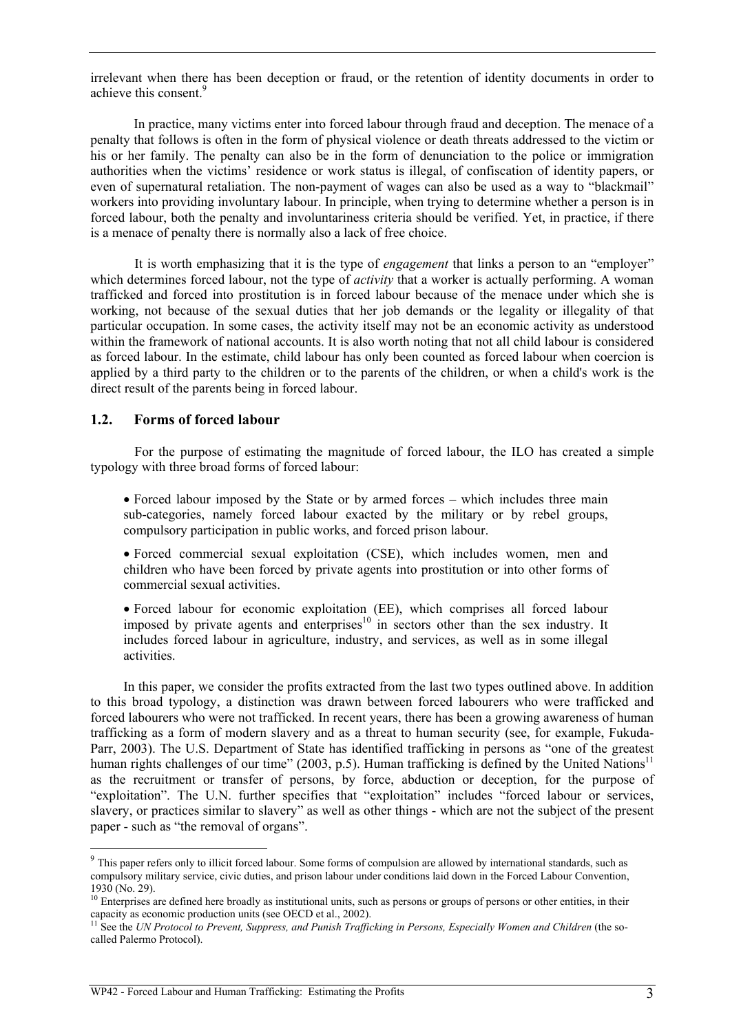irrelevant when there has been deception or fraud, or the retention of identity documents in order to achieve this consent.[9]

In practice, many victims enter into forced labour through fraud and deception. The menace of a penalty that follows is often in the form of physical violence or death threats addressed to the victim or his or her family. The penalty can also be in the form of denunciation to the police or immigration authorities when the victims' residence or work status is illegal, of confiscation of identity papers, or even of supernatural retaliation. The non-payment of wages can also be used as a way to "blackmail" workers into providing involuntary labour. In principle, when trying to determine whether a person is in forced labour, both the penalty and involuntariness criteria should be verified. Yet, in practice, if there is a menace of penalty there is normally also a lack of free choice.

It is worth emphasizing that it is the type of *engagement* that links a person to an "employer" which determines forced labour, not the type of *activity* that a worker is actually performing. A woman trafficked and forced into prostitution is in forced labour because of the menace under which she is working, not because of the sexual duties that her job demands or the legality or illegality of that particular occupation. In some cases, the activity itself may not be an economic activity as understood within the framework of national accounts. It is also worth noting that not all child labour is considered as forced labour. In the estimate, child labour has only been counted as forced labour when coercion is applied by a third party to the children or to the parents of the children, or when a child's work is the direct result of the parents being in forced labour.

## 1.2. Forms of forced labour

For the purpose of estimating the magnitude of forced labour, the ILO has created a simple typology with three broad forms of forced labour:

- Forced labour imposed by the State or by armed forces – which includes three main sub-categories, namely forced labour exacted by the military or by rebel groups, compulsory participation in public works, and forced prison labour.
- Forced commercial sexual exploitation (CSE), which includes women, men and children who have been forced by private agents into prostitution or into other forms of commercial sexual activities.
- Forced labour for economic exploitation (EE), which comprises all forced labour imposed by private agents and enterprises[10] in sectors other than the sex industry. It includes forced labour in agriculture, industry, and services, as well as in some illegal activities.

In this paper, we consider the profits extracted from the last two types outlined above. In addition to this broad typology, a distinction was drawn between forced labourers who were trafficked and forced labourers who were not trafficked. In recent years, there has been a growing awareness of human trafficking as a form of modern slavery and as a threat to human security (see, for example, Fukuda-Parr, 2003). The U.S. Department of State has identified trafficking in persons as "one of the greatest human rights challenges of our time" (2003, p.5). Human trafficking is defined by the United Nations[11] as the recruitment or transfer of persons, by force, abduction or deception, for the purpose of "exploitation". The U.N. further specifies that "exploitation" includes "forced labour or services, slavery, or practices similar to slavery" as well as other things - which are not the subject of the present paper - such as "the removal of organs".

[9] This paper refers only to illicit forced labour. Some forms of compulsion are allowed by international standards, such as compulsory military service, civic duties, and prison labour under conditions laid down in the Forced Labour Convention, 1930 (No. 29).

[10] Enterprises are defined here broadly as institutional units, such as persons or groups of persons or other entities, in their capacity as economic production units (see OECD et al., 2002).

[11] See the *UN Protocol to Prevent, Suppress, and Punish Trafficking in Persons, Especially Women and Children* (the so-called Palermo Protocol).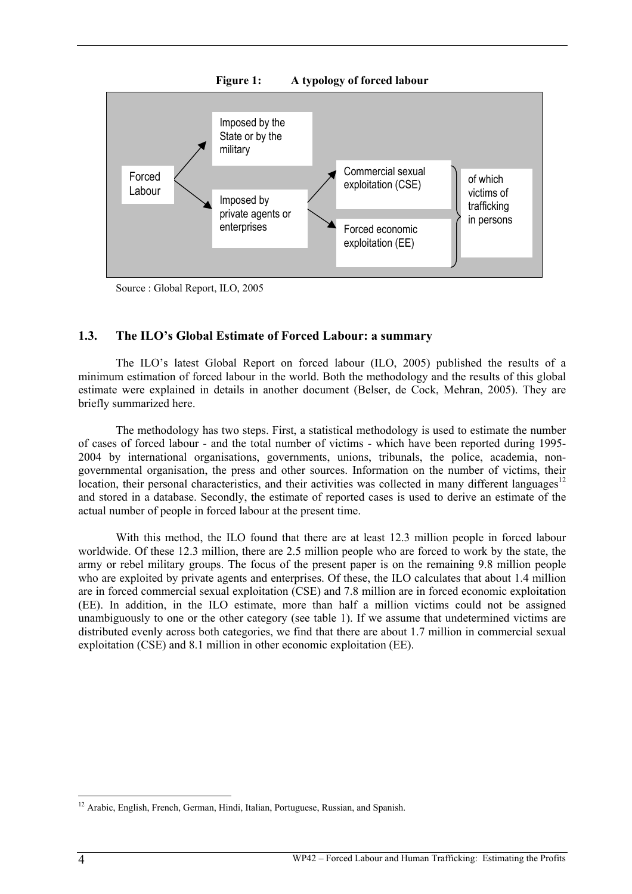**Figure 1: A typology of forced labour**

Forced Labour

Imposed by the State or by the military

Imposed by private agents or enterprises

Commercial sexual exploitation (CSE)

Forced economic exploitation (EE)

of which victims of trafficking in persons

Source : Global Report, ILO, 2005

## 1.3. The ILO's Global Estimate of Forced Labour: a summary

The ILO's latest Global Report on forced labour (ILO, 2005) published the results of a minimum estimation of forced labour in the world. Both the methodology and the results of this global estimate were explained in details in another document (Belser, de Cock, Mehran, 2005). They are briefly summarized here.

The methodology has two steps. First, a statistical methodology is used to estimate the number of cases of forced labour - and the total number of victims - which have been reported during 1995-2004 by international organisations, governments, unions, tribunals, the police, academia, non-governmental organisation, the press and other sources. Information on the number of victims, their location, their personal characteristics, and their activities was collected in many different languages[12] and stored in a database. Secondly, the estimate of reported cases is used to derive an estimate of the actual number of people in forced labour at the present time.

With this method, the ILO found that there are at least 12.3 million people in forced labour worldwide. Of these 12.3 million, there are 2.5 million people who are forced to work by the state, the army or rebel military groups. The focus of the present paper is on the remaining 9.8 million people who are exploited by private agents and enterprises. Of these, the ILO calculates that about 1.4 million are in forced commercial sexual exploitation (CSE) and 7.8 million are in forced economic exploitation (EE). In addition, in the ILO estimate, more than half a million victims could not be assigned unambiguously to one or the other category (see table 1). If we assume that undetermined victims are distributed evenly across both categories, we find that there are about 1.7 million in commercial sexual exploitation (CSE) and 8.1 million in other economic exploitation (EE).

[12] Arabic, English, French, German, Hindi, Italian, Portuguese, Russian, and Spanish.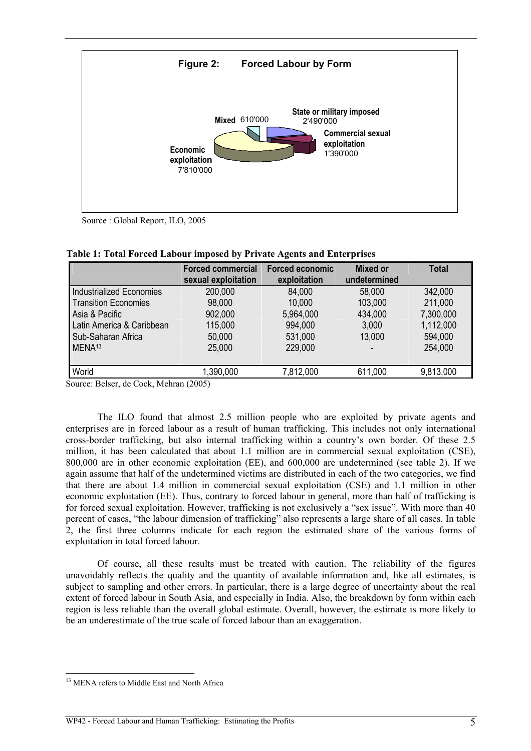**Figure 2: Forced Labour by Form**

Mixed 610'000

State or military imposed 2'490'000

Commercial sexual exploitation 1'390'000

Economic exploitation 7'810'000

Source : Global Report, ILO, 2005

**Table 1: Total Forced Labour imposed by Private Agents and Enterprises**

| | Forced commercial sexual exploitation | Forced economic exploitation | Mixed or undetermined | Total |
|---|---|---|---|---|
| Industrialized Economies | 200,000 | 84,000 | 58,000 | 342,000 |
| Transition Economies | 98,000 | 10,000 | 103,000 | 211,000 |
| Asia & Pacific | 902,000 | 5,964,000 | 434,000 | 7,300,000 |
| Latin America & Caribbean | 115,000 | 994,000 | 3,000 | 1,112,000 |
| Sub-Saharan Africa | 50,000 | 531,000 | 13,000 | 594,000 |
| MENA[13] | 25,000 | 229,000 | - | 254,000 |
| World | 1,390,000 | 7,812,000 | 611,000 | 9,813,000 |

Source: Belser, de Cock, Mehran (2005)

The ILO found that almost 2.5 million people who are exploited by private agents and enterprises are in forced labour as a result of human trafficking. This includes not only international cross-border trafficking, but also internal trafficking within a country's own border. Of these 2.5 million, it has been calculated that about 1.1 million are in commercial sexual exploitation (CSE), 800,000 are in other economic exploitation (EE), and 600,000 are undetermined (see table 2). If we again assume that half of the undetermined victims are distributed in each of the two categories, we find that there are about 1.4 million in commercial sexual exploitation (CSE) and 1.1 million in other economic exploitation (EE). Thus, contrary to forced labour in general, more than half of trafficking is for forced sexual exploitation. However, trafficking is not exclusively a "sex issue". With more than 40 percent of cases, "the labour dimension of trafficking" also represents a large share of all cases. In table 2, the first three columns indicate for each region the estimated share of the various forms of exploitation in total forced labour.

Of course, all these results must be treated with caution. The reliability of the figures unavoidably reflects the quality and the quantity of available information and, like all estimates, is subject to sampling and other errors. In particular, there is a large degree of uncertainty about the real extent of forced labour in South Asia, and especially in India. Also, the breakdown by form within each region is less reliable than the overall global estimate. Overall, however, the estimate is more likely to be an underestimate of the true scale of forced labour than an exaggeration.

[13] MENA refers to Middle East and North Africa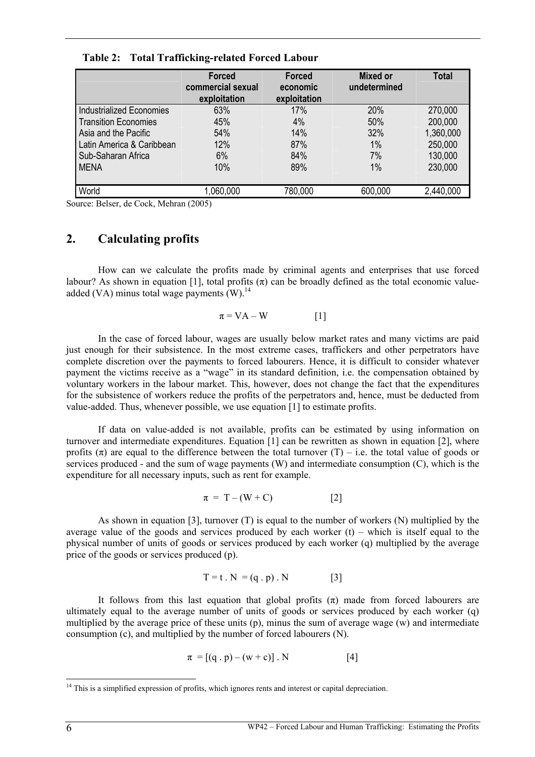**Table 2: Total Trafficking-related Forced Labour**

| | Forced commercial sexual exploitation | Forced economic exploitation | Mixed or undetermined | Total |
|---|---|---|---|---|
| Industrialized Economies | 63% | 17% | 20% | 270,000 |
| Transition Economies | 45% | 4% | 50% | 200,000 |
| Asia and the Pacific | 54% | 14% | 32% | 1,360,000 |
| Latin America & Caribbean | 12% | 87% | 1% | 250,000 |
| Sub-Saharan Africa | 6% | 84% | 7% | 130,000 |
| MENA | 10% | 89% | 1% | 230,000 |
| World | 1,060,000 | 780,000 | 600,000 | 2,440,000 |

Source: Belser, de Cock, Mehran (2005)

## 2. Calculating profits

How can we calculate the profits made by criminal agents and enterprises that use forced labour? As shown in equation [1], total profits ($\pi$) can be broadly defined as the total economic value-added (VA) minus total wage payments (W).[14]

$$\pi = VA - W \qquad [1]$$

In the case of forced labour, wages are usually below market rates and many victims are paid just enough for their subsistence. In the most extreme cases, traffickers and other perpetrators have complete discretion over the payments to forced labourers. Hence, it is difficult to consider whatever payment the victims receive as a "wage" in its standard definition, i.e. the compensation obtained by voluntary workers in the labour market. This, however, does not change the fact that the expenditures for the subsistence of workers reduce the profits of the perpetrators and, hence, must be deducted from value-added. Thus, whenever possible, we use equation [1] to estimate profits.

If data on value-added is not available, profits can be estimated by using information on turnover and intermediate expenditures. Equation [1] can be rewritten as shown in equation [2], where profits ($\pi$) are equal to the difference between the total turnover (T) – i.e. the total value of goods or services produced - and the sum of wage payments (W) and intermediate consumption (C), which is the expenditure for all necessary inputs, such as rent for example.

$$\pi = T - (W + C) \qquad [2]$$

As shown in equation [3], turnover (T) is equal to the number of workers (N) multiplied by the average value of the goods and services produced by each worker (t) – which is itself equal to the physical number of units of goods or services produced by each worker (q) multiplied by the average price of the goods or services produced (p).

$$T = t \,.\, N = (q \,.\, p) \,.\, N \qquad [3]$$

It follows from this last equation that global profits ($\pi$) made from forced labourers are ultimately equal to the average number of units of goods or services produced by each worker (q) multiplied by the average price of these units (p), minus the sum of average wage (w) and intermediate consumption (c), and multiplied by the number of forced labourers (N).

$$\pi = [(q \,.\, p) - (w + c)] \,.\, N \qquad [4]$$

[14] This is a simplified expression of profits, which ignores rents and interest or capital depreciation.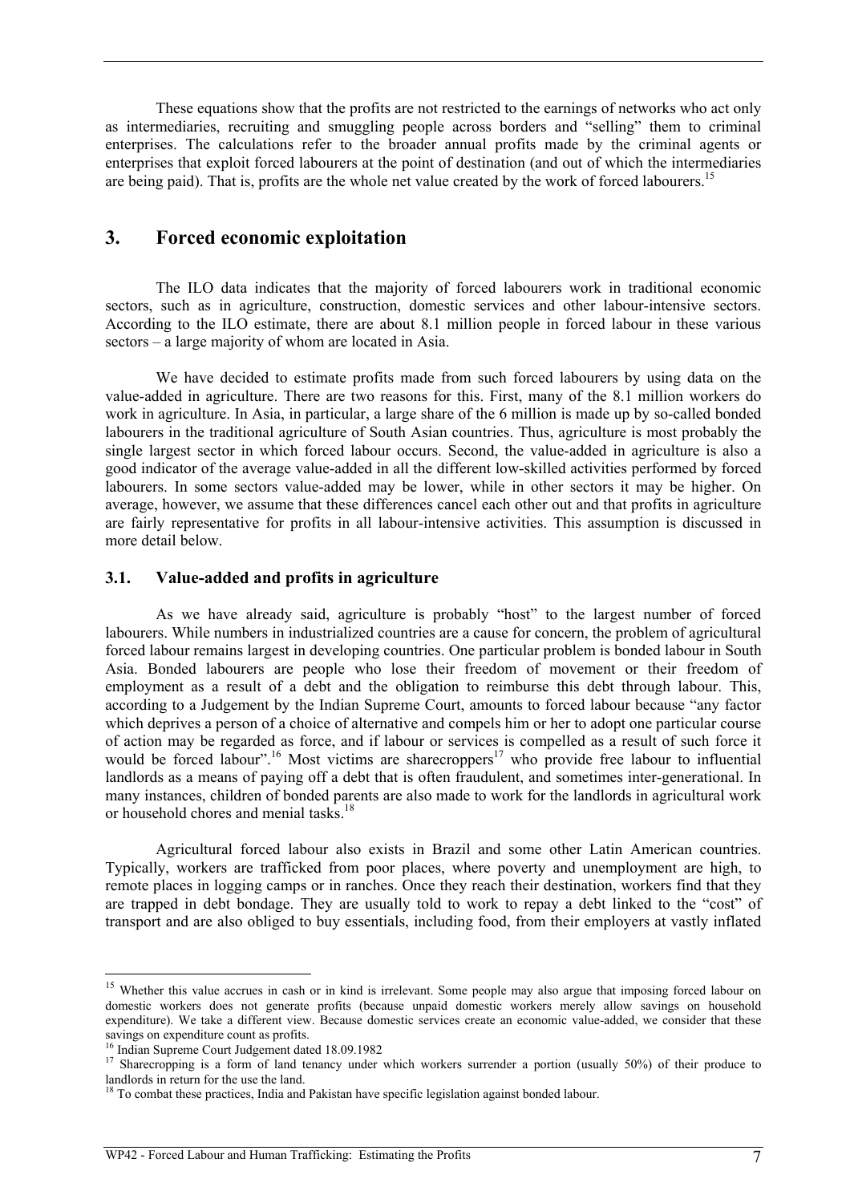These equations show that the profits are not restricted to the earnings of networks who act only as intermediaries, recruiting and smuggling people across borders and "selling" them to criminal enterprises. The calculations refer to the broader annual profits made by the criminal agents or enterprises that exploit forced labourers at the point of destination (and out of which the intermediaries are being paid). That is, profits are the whole net value created by the work of forced labourers.[15]

## 3. Forced economic exploitation

The ILO data indicates that the majority of forced labourers work in traditional economic sectors, such as in agriculture, construction, domestic services and other labour-intensive sectors. According to the ILO estimate, there are about 8.1 million people in forced labour in these various sectors – a large majority of whom are located in Asia.

We have decided to estimate profits made from such forced labourers by using data on the value-added in agriculture. There are two reasons for this. First, many of the 8.1 million workers do work in agriculture. In Asia, in particular, a large share of the 6 million is made up by so-called bonded labourers in the traditional agriculture of South Asian countries. Thus, agriculture is most probably the single largest sector in which forced labour occurs. Second, the value-added in agriculture is also a good indicator of the average value-added in all the different low-skilled activities performed by forced labourers. In some sectors value-added may be lower, while in other sectors it may be higher. On average, however, we assume that these differences cancel each other out and that profits in agriculture are fairly representative for profits in all labour-intensive activities. This assumption is discussed in more detail below.

### 3.1. Value-added and profits in agriculture

As we have already said, agriculture is probably "host" to the largest number of forced labourers. While numbers in industrialized countries are a cause for concern, the problem of agricultural forced labour remains largest in developing countries. One particular problem is bonded labour in South Asia. Bonded labourers are people who lose their freedom of movement or their freedom of employment as a result of a debt and the obligation to reimburse this debt through labour. This, according to a Judgement by the Indian Supreme Court, amounts to forced labour because "any factor which deprives a person of a choice of alternative and compels him or her to adopt one particular course of action may be regarded as force, and if labour or services is compelled as a result of such force it would be forced labour".[16] Most victims are sharecroppers[17] who provide free labour to influential landlords as a means of paying off a debt that is often fraudulent, and sometimes inter-generational. In many instances, children of bonded parents are also made to work for the landlords in agricultural work or household chores and menial tasks.[18]

Agricultural forced labour also exists in Brazil and some other Latin American countries. Typically, workers are trafficked from poor places, where poverty and unemployment are high, to remote places in logging camps or in ranches. Once they reach their destination, workers find that they are trapped in debt bondage. They are usually told to work to repay a debt linked to the "cost" of transport and are also obliged to buy essentials, including food, from their employers at vastly inflated

---

[15] Whether this value accrues in cash or in kind is irrelevant. Some people may also argue that imposing forced labour on domestic workers does not generate profits (because unpaid domestic workers merely allow savings on household expenditure). We take a different view. Because domestic services create an economic value-added, we consider that these savings on expenditure count as profits.

[16] Indian Supreme Court Judgement dated 18.09.1982

[17] Sharecropping is a form of land tenancy under which workers surrender a portion (usually 50%) of their produce to landlords in return for the use the land.

[18] To combat these practices, India and Pakistan have specific legislation against bonded labour.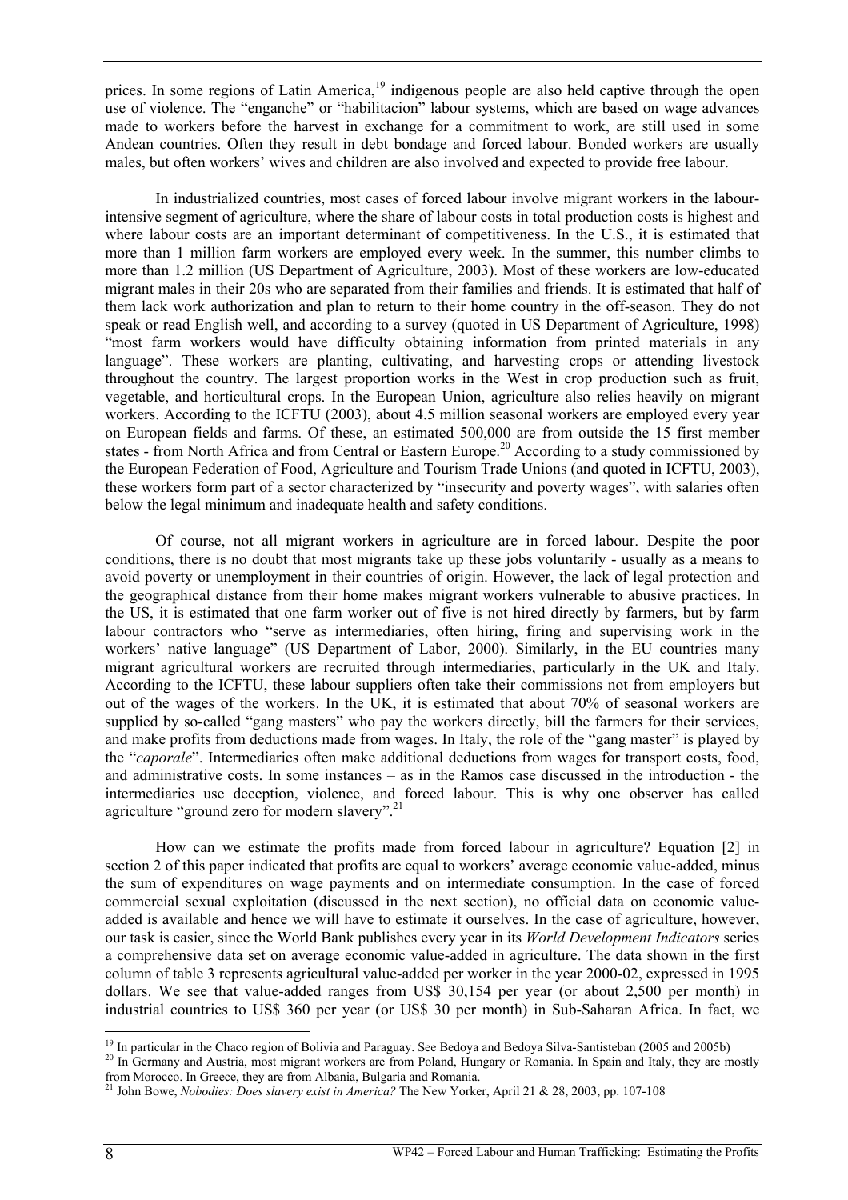prices. In some regions of Latin America,[19] indigenous people are also held captive through the open use of violence. The "enganche" or "habilitacion" labour systems, which are based on wage advances made to workers before the harvest in exchange for a commitment to work, are still used in some Andean countries. Often they result in debt bondage and forced labour. Bonded workers are usually males, but often workers' wives and children are also involved and expected to provide free labour.

In industrialized countries, most cases of forced labour involve migrant workers in the labour-intensive segment of agriculture, where the share of labour costs in total production costs is highest and where labour costs are an important determinant of competitiveness. In the U.S., it is estimated that more than 1 million farm workers are employed every week. In the summer, this number climbs to more than 1.2 million (US Department of Agriculture, 2003). Most of these workers are low-educated migrant males in their 20s who are separated from their families and friends. It is estimated that half of them lack work authorization and plan to return to their home country in the off-season. They do not speak or read English well, and according to a survey (quoted in US Department of Agriculture, 1998) "most farm workers would have difficulty obtaining information from printed materials in any language". These workers are planting, cultivating, and harvesting crops or attending livestock throughout the country. The largest proportion works in the West in crop production such as fruit, vegetable, and horticultural crops. In the European Union, agriculture also relies heavily on migrant workers. According to the ICFTU (2003), about 4.5 million seasonal workers are employed every year on European fields and farms. Of these, an estimated 500,000 are from outside the 15 first member states - from North Africa and from Central or Eastern Europe.[20] According to a study commissioned by the European Federation of Food, Agriculture and Tourism Trade Unions (and quoted in ICFTU, 2003), these workers form part of a sector characterized by "insecurity and poverty wages", with salaries often below the legal minimum and inadequate health and safety conditions.

Of course, not all migrant workers in agriculture are in forced labour. Despite the poor conditions, there is no doubt that most migrants take up these jobs voluntarily - usually as a means to avoid poverty or unemployment in their countries of origin. However, the lack of legal protection and the geographical distance from their home makes migrant workers vulnerable to abusive practices. In the US, it is estimated that one farm worker out of five is not hired directly by farmers, but by farm labour contractors who "serve as intermediaries, often hiring, firing and supervising work in the workers' native language" (US Department of Labor, 2000). Similarly, in the EU countries many migrant agricultural workers are recruited through intermediaries, particularly in the UK and Italy. According to the ICFTU, these labour suppliers often take their commissions not from employers but out of the wages of the workers. In the UK, it is estimated that about 70% of seasonal workers are supplied by so-called "gang masters" who pay the workers directly, bill the farmers for their services, and make profits from deductions made from wages. In Italy, the role of the "gang master" is played by the "*caporale*". Intermediaries often make additional deductions from wages for transport costs, food, and administrative costs. In some instances – as in the Ramos case discussed in the introduction - the intermediaries use deception, violence, and forced labour. This is why one observer has called agriculture "ground zero for modern slavery".[21]

How can we estimate the profits made from forced labour in agriculture? Equation [2] in section 2 of this paper indicated that profits are equal to workers' average economic value-added, minus the sum of expenditures on wage payments and on intermediate consumption. In the case of forced commercial sexual exploitation (discussed in the next section), no official data on economic value-added is available and hence we will have to estimate it ourselves. In the case of agriculture, however, our task is easier, since the World Bank publishes every year in its *World Development Indicators* series a comprehensive data set on average economic value-added in agriculture. The data shown in the first column of table 3 represents agricultural value-added per worker in the year 2000-02, expressed in 1995 dollars. We see that value-added ranges from US$ 30,154 per year (or about 2,500 per month) in industrial countries to US$ 360 per year (or US$ 30 per month) in Sub-Saharan Africa. In fact, we

---

[19] In particular in the Chaco region of Bolivia and Paraguay. See Bedoya and Bedoya Silva-Santisteban (2005 and 2005b)

[20] In Germany and Austria, most migrant workers are from Poland, Hungary or Romania. In Spain and Italy, they are mostly from Morocco. In Greece, they are from Albania, Bulgaria and Romania.

[21] John Bowe, *Nobodies: Does slavery exist in America?* The New Yorker, April 21 & 28, 2003, pp. 107-108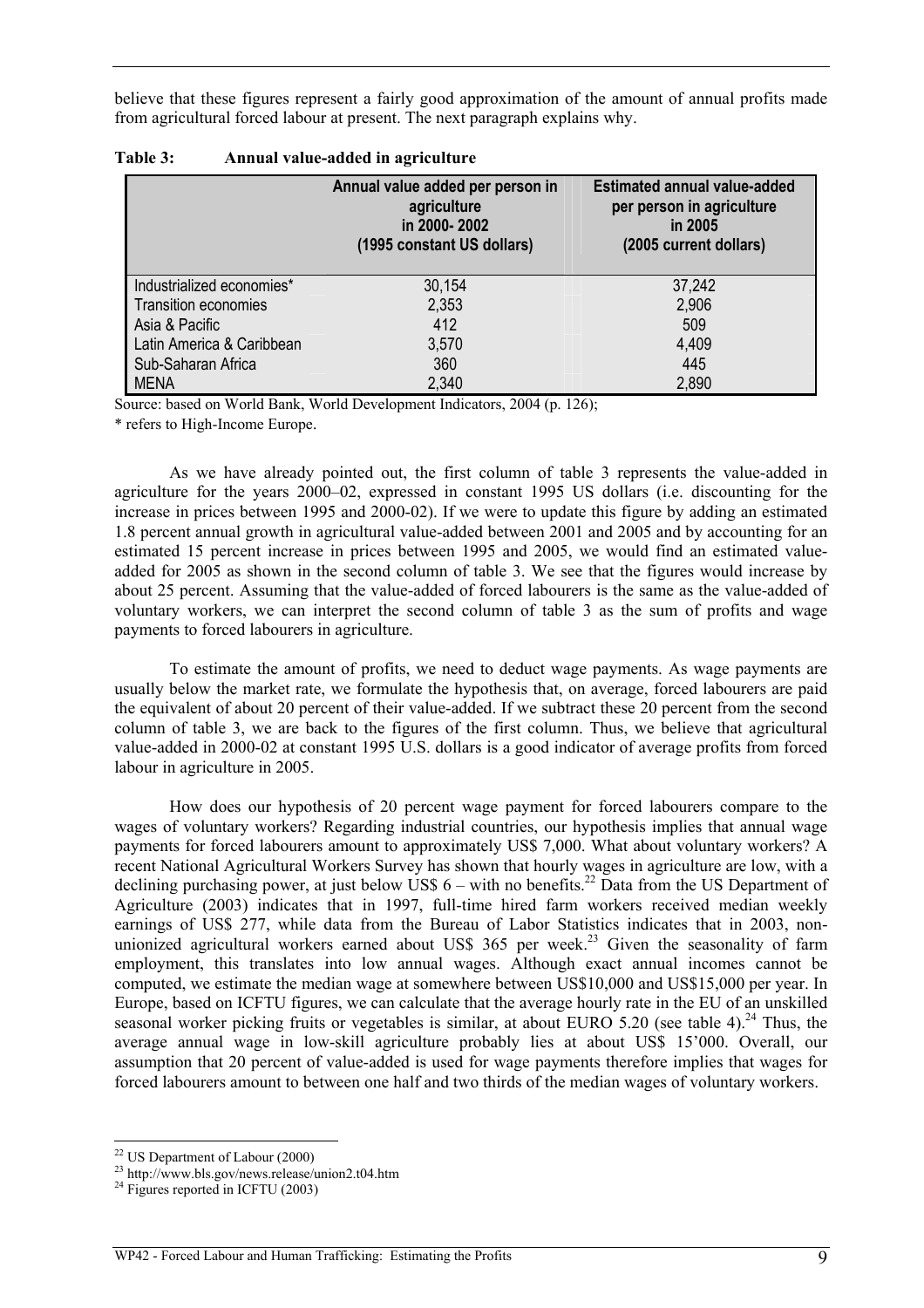believe that these figures represent a fairly good approximation of the amount of annual profits made from agricultural forced labour at present. The next paragraph explains why.

**Table 3: Annual value-added in agriculture**

| | Annual value added per person in agriculture in 2000- 2002 (1995 constant US dollars) | Estimated annual value-added per person in agriculture in 2005 (2005 current dollars) |
|---|---|---|
| Industrialized economies* | 30,154 | 37,242 |
| Transition economies | 2,353 | 2,906 |
| Asia & Pacific | 412 | 509 |
| Latin America & Caribbean | 3,570 | 4,409 |
| Sub-Saharan Africa | 360 | 445 |
| MENA | 2,340 | 2,890 |

Source: based on World Bank, World Development Indicators, 2004 (p. 126);
* refers to High-Income Europe.

As we have already pointed out, the first column of table 3 represents the value-added in agriculture for the years 2000–02, expressed in constant 1995 US dollars (i.e. discounting for the increase in prices between 1995 and 2000-02). If we were to update this figure by adding an estimated 1.8 percent annual growth in agricultural value-added between 2001 and 2005 and by accounting for an estimated 15 percent increase in prices between 1995 and 2005, we would find an estimated value-added for 2005 as shown in the second column of table 3. We see that the figures would increase by about 25 percent. Assuming that the value-added of forced labourers is the same as the value-added of voluntary workers, we can interpret the second column of table 3 as the sum of profits and wage payments to forced labourers in agriculture.

To estimate the amount of profits, we need to deduct wage payments. As wage payments are usually below the market rate, we formulate the hypothesis that, on average, forced labourers are paid the equivalent of about 20 percent of their value-added. If we subtract these 20 percent from the second column of table 3, we are back to the figures of the first column. Thus, we believe that agricultural value-added in 2000-02 at constant 1995 U.S. dollars is a good indicator of average profits from forced labour in agriculture in 2005.

How does our hypothesis of 20 percent wage payment for forced labourers compare to the wages of voluntary workers? Regarding industrial countries, our hypothesis implies that annual wage payments for forced labourers amount to approximately US$ 7,000. What about voluntary workers? A recent National Agricultural Workers Survey has shown that hourly wages in agriculture are low, with a declining purchasing power, at just below US$ 6 – with no benefits.[22] Data from the US Department of Agriculture (2003) indicates that in 1997, full-time hired farm workers received median weekly earnings of US$ 277, while data from the Bureau of Labor Statistics indicates that in 2003, non-unionized agricultural workers earned about US$ 365 per week.[23] Given the seasonality of farm employment, this translates into low annual wages. Although exact annual incomes cannot be computed, we estimate the median wage at somewhere between US$10,000 and US$15,000 per year. In Europe, based on ICFTU figures, we can calculate that the average hourly rate in the EU of an unskilled seasonal worker picking fruits or vegetables is similar, at about EURO 5.20 (see table 4).[24] Thus, the average annual wage in low-skill agriculture probably lies at about US$ 15'000. Overall, our assumption that 20 percent of value-added is used for wage payments therefore implies that wages for forced labourers amount to between one half and two thirds of the median wages of voluntary workers.

[22] US Department of Labour (2000)
[23] http://www.bls.gov/news.release/union2.t04.htm
[24] Figures reported in ICFTU (2003)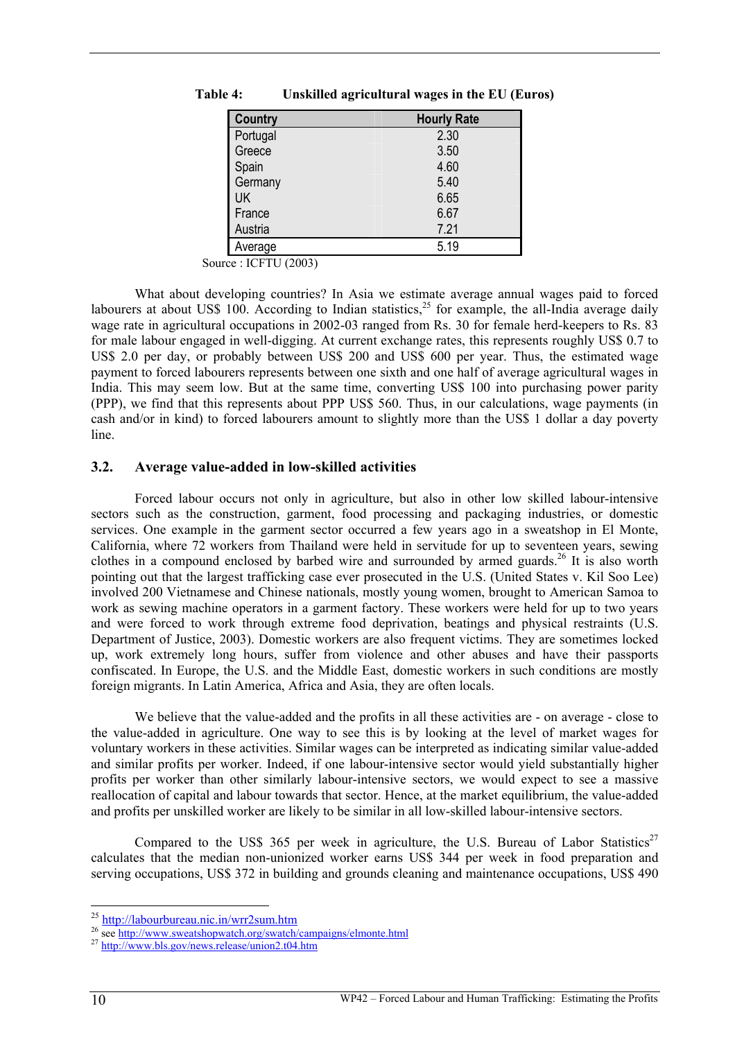**Table 4: Unskilled agricultural wages in the EU (Euros)**

| Country | Hourly Rate |
|---|---|
| Portugal | 2.30 |
| Greece | 3.50 |
| Spain | 4.60 |
| Germany | 5.40 |
| UK | 6.65 |
| France | 6.67 |
| Austria | 7.21 |
| Average | 5.19 |

Source : ICFTU (2003)

What about developing countries? In Asia we estimate average annual wages paid to forced labourers at about US$ 100. According to Indian statistics,[25] for example, the all-India average daily wage rate in agricultural occupations in 2002-03 ranged from Rs. 30 for female herd-keepers to Rs. 83 for male labour engaged in well-digging. At current exchange rates, this represents roughly US$ 0.7 to US$ 2.0 per day, or probably between US$ 200 and US$ 600 per year. Thus, the estimated wage payment to forced labourers represents between one sixth and one half of average agricultural wages in India. This may seem low. But at the same time, converting US$ 100 into purchasing power parity (PPP), we find that this represents about PPP US$ 560. Thus, in our calculations, wage payments (in cash and/or in kind) to forced labourers amount to slightly more than the US$ 1 dollar a day poverty line.

## 3.2. Average value-added in low-skilled activities

Forced labour occurs not only in agriculture, but also in other low skilled labour-intensive sectors such as the construction, garment, food processing and packaging industries, or domestic services. One example in the garment sector occurred a few years ago in a sweatshop in El Monte, California, where 72 workers from Thailand were held in servitude for up to seventeen years, sewing clothes in a compound enclosed by barbed wire and surrounded by armed guards.[26] It is also worth pointing out that the largest trafficking case ever prosecuted in the U.S. (United States v. Kil Soo Lee) involved 200 Vietnamese and Chinese nationals, mostly young women, brought to American Samoa to work as sewing machine operators in a garment factory. These workers were held for up to two years and were forced to work through extreme food deprivation, beatings and physical restraints (U.S. Department of Justice, 2003). Domestic workers are also frequent victims. They are sometimes locked up, work extremely long hours, suffer from violence and other abuses and have their passports confiscated. In Europe, the U.S. and the Middle East, domestic workers in such conditions are mostly foreign migrants. In Latin America, Africa and Asia, they are often locals.

We believe that the value-added and the profits in all these activities are - on average - close to the value-added in agriculture. One way to see this is by looking at the level of market wages for voluntary workers in these activities. Similar wages can be interpreted as indicating similar value-added and similar profits per worker. Indeed, if one labour-intensive sector would yield substantially higher profits per worker than other similarly labour-intensive sectors, we would expect to see a massive reallocation of capital and labour towards that sector. Hence, at the market equilibrium, the value-added and profits per unskilled worker are likely to be similar in all low-skilled labour-intensive sectors.

Compared to the US$ 365 per week in agriculture, the U.S. Bureau of Labor Statistics[27] calculates that the median non-unionized worker earns US$ 344 per week in food preparation and serving occupations, US$ 372 in building and grounds cleaning and maintenance occupations, US$ 490

---

[25] http://labourbureau.nic.in/wrr2sum.htm

[26] see http://www.sweatshopwatch.org/swatch/campaigns/elmonte.html

[27] http://www.bls.gov/news.release/union2.t04.htm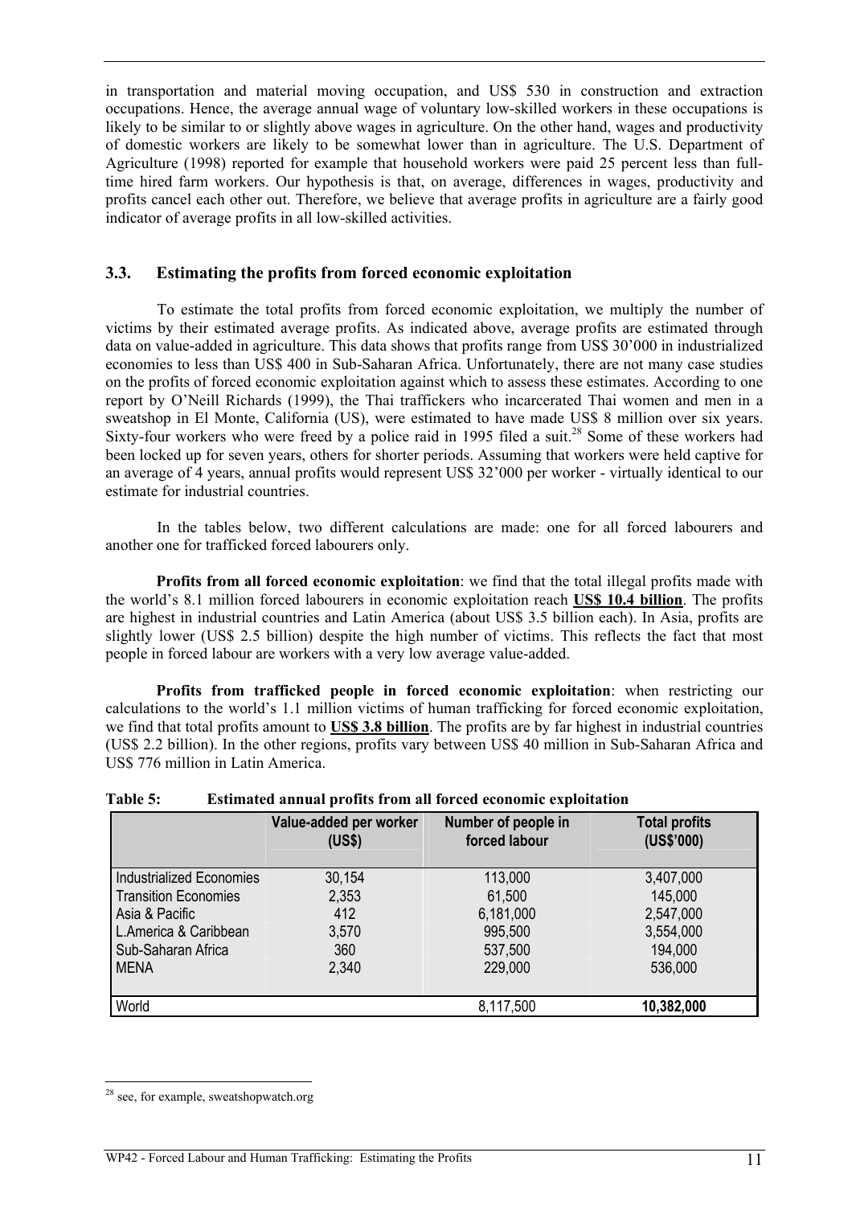in transportation and material moving occupation, and US$ 530 in construction and extraction occupations. Hence, the average annual wage of voluntary low-skilled workers in these occupations is likely to be similar to or slightly above wages in agriculture. On the other hand, wages and productivity of domestic workers are likely to be somewhat lower than in agriculture. The U.S. Department of Agriculture (1998) reported for example that household workers were paid 25 percent less than full-time hired farm workers. Our hypothesis is that, on average, differences in wages, productivity and profits cancel each other out. Therefore, we believe that average profits in agriculture are a fairly good indicator of average profits in all low-skilled activities.

### 3.3. Estimating the profits from forced economic exploitation

To estimate the total profits from forced economic exploitation, we multiply the number of victims by their estimated average profits. As indicated above, average profits are estimated through data on value-added in agriculture. This data shows that profits range from US$ 30'000 in industrialized economies to less than US$ 400 in Sub-Saharan Africa. Unfortunately, there are not many case studies on the profits of forced economic exploitation against which to assess these estimates. According to one report by O'Neill Richards (1999), the Thai traffickers who incarcerated Thai women and men in a sweatshop in El Monte, California (US), were estimated to have made US$ 8 million over six years. Sixty-four workers who were freed by a police raid in 1995 filed a suit.[28] Some of these workers had been locked up for seven years, others for shorter periods. Assuming that workers were held captive for an average of 4 years, annual profits would represent US$ 32'000 per worker - virtually identical to our estimate for industrial countries.

In the tables below, two different calculations are made: one for all forced labourers and another one for trafficked forced labourers only.

**Profits from all forced economic exploitation**: we find that the total illegal profits made with the world's 8.1 million forced labourers in economic exploitation reach **US$ 10.4 billion**. The profits are highest in industrial countries and Latin America (about US$ 3.5 billion each). In Asia, profits are slightly lower (US$ 2.5 billion) despite the high number of victims. This reflects the fact that most people in forced labour are workers with a very low average value-added.

**Profits from trafficked people in forced economic exploitation**: when restricting our calculations to the world's 1.1 million victims of human trafficking for forced economic exploitation, we find that total profits amount to **US$ 3.8 billion**. The profits are by far highest in industrial countries (US$ 2.2 billion). In the other regions, profits vary between US$ 40 million in Sub-Saharan Africa and US$ 776 million in Latin America.

**Table 5: Estimated annual profits from all forced economic exploitation**

| | Value-added per worker (US$) | Number of people in forced labour | Total profits (US$'000) |
|---|---|---|---|
| Industrialized Economies | 30,154 | 113,000 | 3,407,000 |
| Transition Economies | 2,353 | 61,500 | 145,000 |
| Asia & Pacific | 412 | 6,181,000 | 2,547,000 |
| L.America & Caribbean | 3,570 | 995,500 | 3,554,000 |
| Sub-Saharan Africa | 360 | 537,500 | 194,000 |
| MENA | 2,340 | 229,000 | 536,000 |
| World | | 8,117,500 | **10,382,000** |

[28] see, for example, sweatshopwatch.org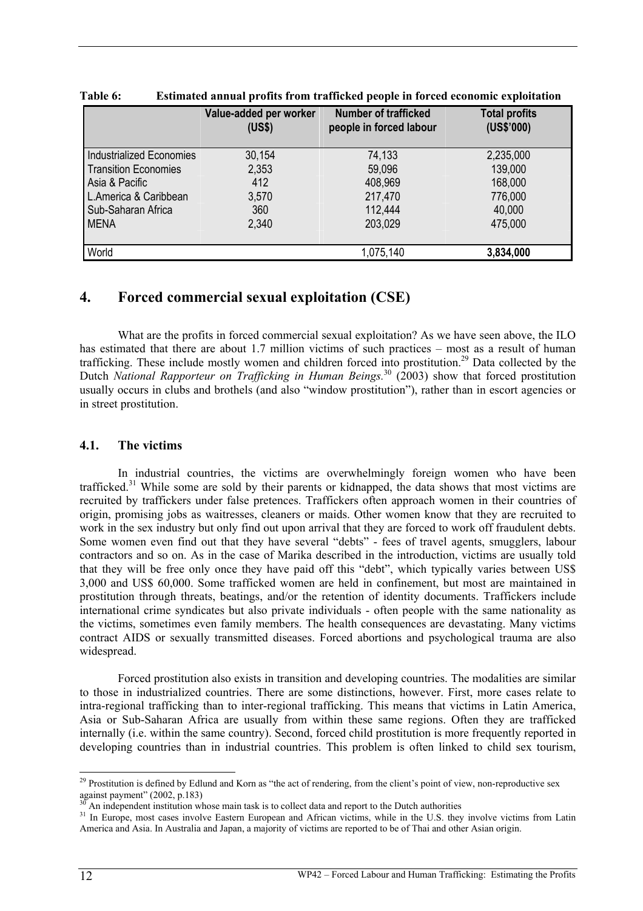**Table 6: Estimated annual profits from trafficked people in forced economic exploitation**

| | Value-added per worker (US$) | Number of trafficked people in forced labour | Total profits (US$'000) |
|---|---|---|---|
| Industrialized Economies | 30,154 | 74,133 | 2,235,000 |
| Transition Economies | 2,353 | 59,096 | 139,000 |
| Asia & Pacific | 412 | 408,969 | 168,000 |
| L.America & Caribbean | 3,570 | 217,470 | 776,000 |
| Sub-Saharan Africa | 360 | 112,444 | 40,000 |
| MENA | 2,340 | 203,029 | 475,000 |
| World | | 1,075,140 | **3,834,000** |

# 4. Forced commercial sexual exploitation (CSE)

What are the profits in forced commercial sexual exploitation? As we have seen above, the ILO has estimated that there are about 1.7 million victims of such practices – most as a result of human trafficking. These include mostly women and children forced into prostitution.[29] Data collected by the Dutch *National Rapporteur on Trafficking in Human Beings.*[30] (2003) show that forced prostitution usually occurs in clubs and brothels (and also "window prostitution"), rather than in escort agencies or in street prostitution.

## 4.1. The victims

In industrial countries, the victims are overwhelmingly foreign women who have been trafficked.[31] While some are sold by their parents or kidnapped, the data shows that most victims are recruited by traffickers under false pretences. Traffickers often approach women in their countries of origin, promising jobs as waitresses, cleaners or maids. Other women know that they are recruited to work in the sex industry but only find out upon arrival that they are forced to work off fraudulent debts. Some women even find out that they have several "debts" - fees of travel agents, smugglers, labour contractors and so on. As in the case of Marika described in the introduction, victims are usually told that they will be free only once they have paid off this "debt", which typically varies between US$ 3,000 and US$ 60,000. Some trafficked women are held in confinement, but most are maintained in prostitution through threats, beatings, and/or the retention of identity documents. Traffickers include international crime syndicates but also private individuals - often people with the same nationality as the victims, sometimes even family members. The health consequences are devastating. Many victims contract AIDS or sexually transmitted diseases. Forced abortions and psychological trauma are also widespread.

Forced prostitution also exists in transition and developing countries. The modalities are similar to those in industrialized countries. There are some distinctions, however. First, more cases relate to intra-regional trafficking than to inter-regional trafficking. This means that victims in Latin America, Asia or Sub-Saharan Africa are usually from within these same regions. Often they are trafficked internally (i.e. within the same country). Second, forced child prostitution is more frequently reported in developing countries than in industrial countries. This problem is often linked to child sex tourism,

---

[29] Prostitution is defined by Edlund and Korn as "the act of rendering, from the client's point of view, non-reproductive sex against payment" (2002, p.183)

[30] An independent institution whose main task is to collect data and report to the Dutch authorities

[31] In Europe, most cases involve Eastern European and African victims, while in the U.S. they involve victims from Latin America and Asia. In Australia and Japan, a majority of victims are reported to be of Thai and other Asian origin.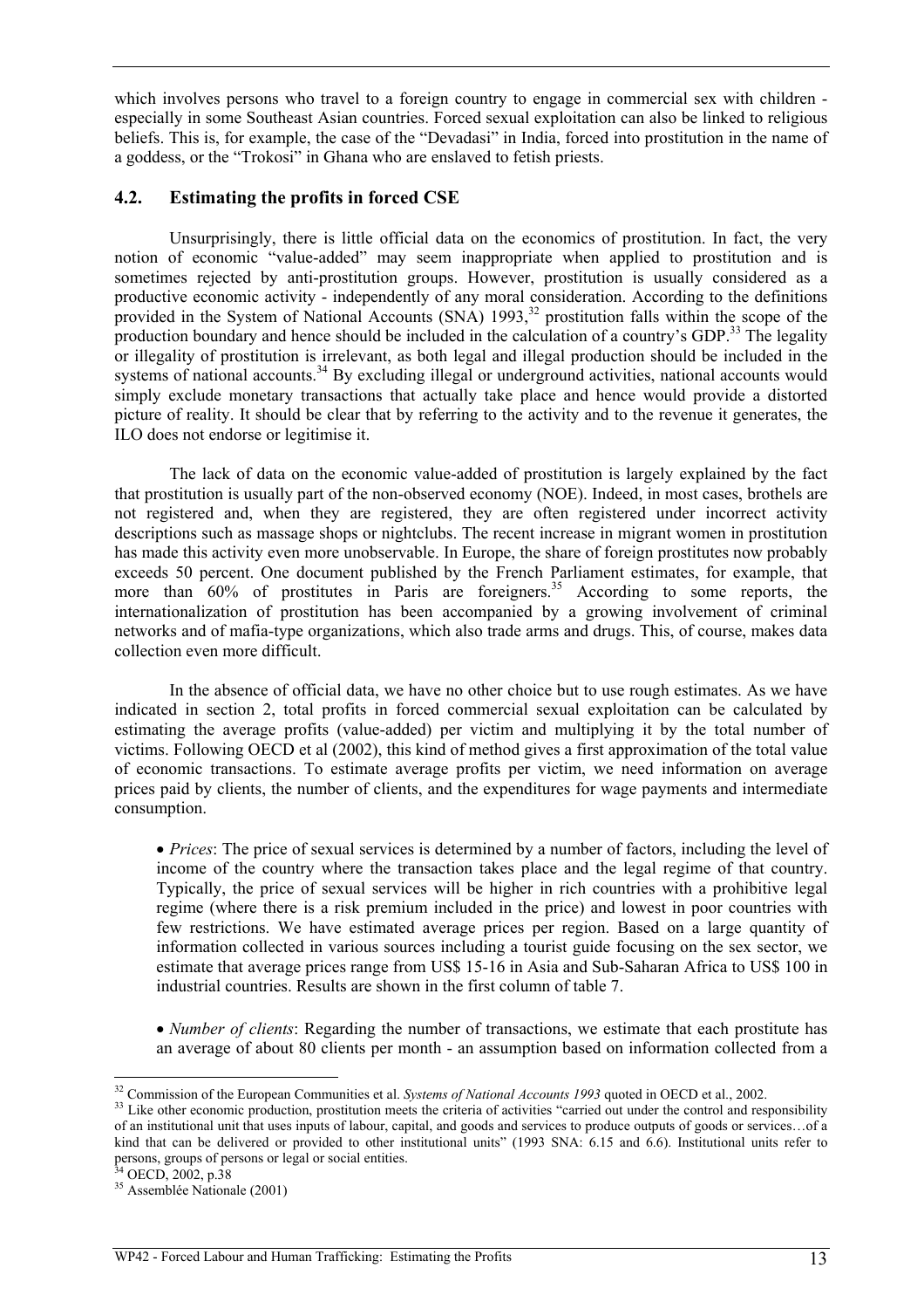which involves persons who travel to a foreign country to engage in commercial sex with children - especially in some Southeast Asian countries. Forced sexual exploitation can also be linked to religious beliefs. This is, for example, the case of the "Devadasi" in India, forced into prostitution in the name of a goddess, or the "Trokosi" in Ghana who are enslaved to fetish priests.

## 4.2. Estimating the profits in forced CSE

Unsurprisingly, there is little official data on the economics of prostitution. In fact, the very notion of economic "value-added" may seem inappropriate when applied to prostitution and is sometimes rejected by anti-prostitution groups. However, prostitution is usually considered as a productive economic activity - independently of any moral consideration. According to the definitions provided in the System of National Accounts (SNA) 1993,[32] prostitution falls within the scope of the production boundary and hence should be included in the calculation of a country's GDP.[33] The legality or illegality of prostitution is irrelevant, as both legal and illegal production should be included in the systems of national accounts.[34] By excluding illegal or underground activities, national accounts would simply exclude monetary transactions that actually take place and hence would provide a distorted picture of reality. It should be clear that by referring to the activity and to the revenue it generates, the ILO does not endorse or legitimise it.

The lack of data on the economic value-added of prostitution is largely explained by the fact that prostitution is usually part of the non-observed economy (NOE). Indeed, in most cases, brothels are not registered and, when they are registered, they are often registered under incorrect activity descriptions such as massage shops or nightclubs. The recent increase in migrant women in prostitution has made this activity even more unobservable. In Europe, the share of foreign prostitutes now probably exceeds 50 percent. One document published by the French Parliament estimates, for example, that more than 60% of prostitutes in Paris are foreigners.[35] According to some reports, the internationalization of prostitution has been accompanied by a growing involvement of criminal networks and of mafia-type organizations, which also trade arms and drugs. This, of course, makes data collection even more difficult.

In the absence of official data, we have no other choice but to use rough estimates. As we have indicated in section 2, total profits in forced commercial sexual exploitation can be calculated by estimating the average profits (value-added) per victim and multiplying it by the total number of victims. Following OECD et al (2002), this kind of method gives a first approximation of the total value of economic transactions. To estimate average profits per victim, we need information on average prices paid by clients, the number of clients, and the expenditures for wage payments and intermediate consumption.

- *Prices*: The price of sexual services is determined by a number of factors, including the level of income of the country where the transaction takes place and the legal regime of that country. Typically, the price of sexual services will be higher in rich countries with a prohibitive legal regime (where there is a risk premium included in the price) and lowest in poor countries with few restrictions. We have estimated average prices per region. Based on a large quantity of information collected in various sources including a tourist guide focusing on the sex sector, we estimate that average prices range from US$ 15-16 in Asia and Sub-Saharan Africa to US$ 100 in industrial countries. Results are shown in the first column of table 7.

- *Number of clients*: Regarding the number of transactions, we estimate that each prostitute has an average of about 80 clients per month - an assumption based on information collected from a

---

[32] Commission of the European Communities et al. *Systems of National Accounts 1993* quoted in OECD et al., 2002.

[33] Like other economic production, prostitution meets the criteria of activities "carried out under the control and responsibility of an institutional unit that uses inputs of labour, capital, and goods and services to produce outputs of goods or services…of a kind that can be delivered or provided to other institutional units" (1993 SNA: 6.15 and 6.6). Institutional units refer to persons, groups of persons or legal or social entities.

[34] OECD, 2002, p.38

[35] Assemblée Nationale (2001)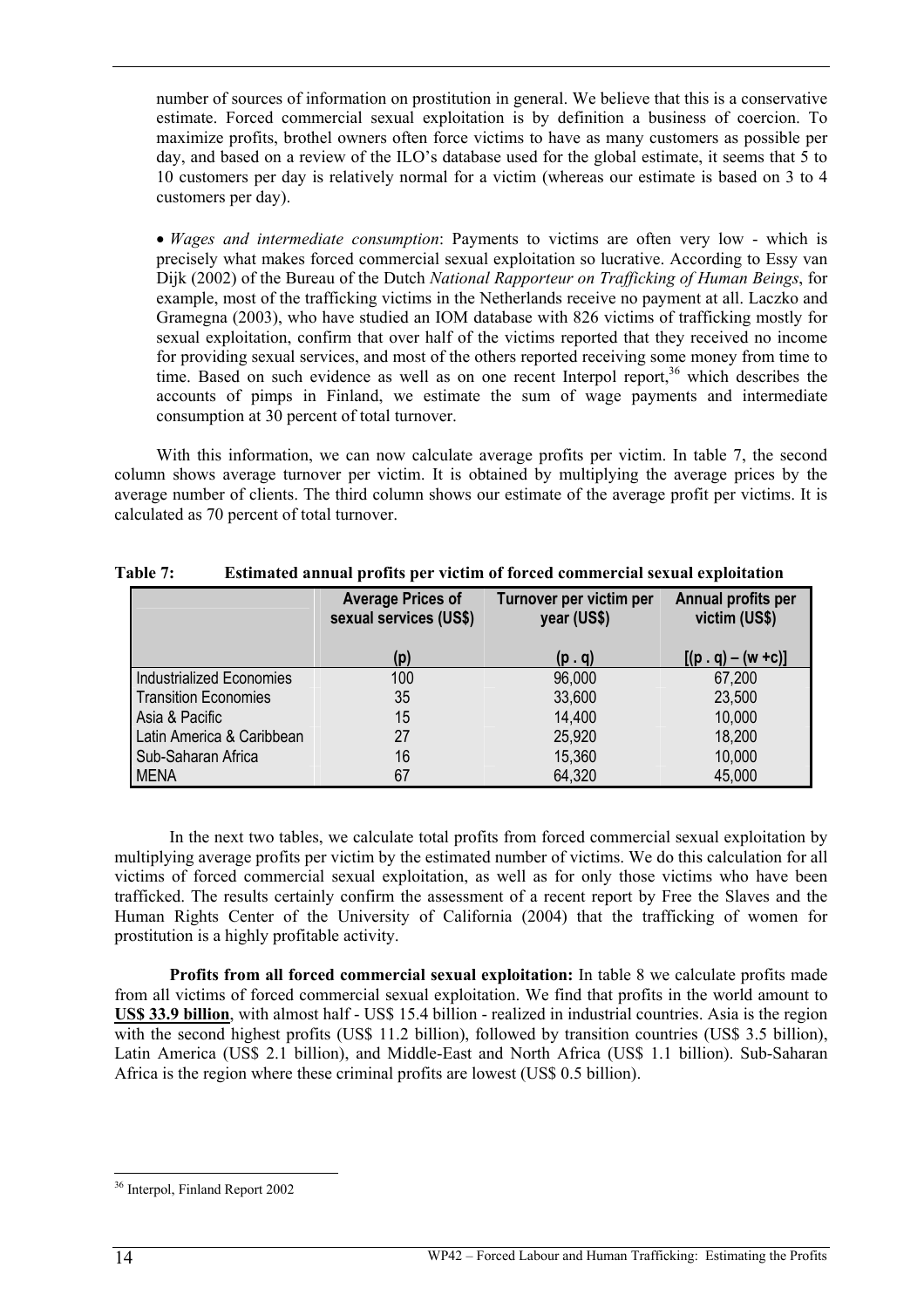number of sources of information on prostitution in general. We believe that this is a conservative estimate. Forced commercial sexual exploitation is by definition a business of coercion. To maximize profits, brothel owners often force victims to have as many customers as possible per day, and based on a review of the ILO's database used for the global estimate, it seems that 5 to 10 customers per day is relatively normal for a victim (whereas our estimate is based on 3 to 4 customers per day).

- *Wages and intermediate consumption*: Payments to victims are often very low - which is precisely what makes forced commercial sexual exploitation so lucrative. According to Essy van Dijk (2002) of the Bureau of the Dutch *National Rapporteur on Trafficking of Human Beings*, for example, most of the trafficking victims in the Netherlands receive no payment at all. Laczko and Gramegna (2003), who have studied an IOM database with 826 victims of trafficking mostly for sexual exploitation, confirm that over half of the victims reported that they received no income for providing sexual services, and most of the others reported receiving some money from time to time. Based on such evidence as well as on one recent Interpol report,[36] which describes the accounts of pimps in Finland, we estimate the sum of wage payments and intermediate consumption at 30 percent of total turnover.

With this information, we can now calculate average profits per victim. In table 7, the second column shows average turnover per victim. It is obtained by multiplying the average prices by the average number of clients. The third column shows our estimate of the average profit per victims. It is calculated as 70 percent of total turnover.

**Table 7: Estimated annual profits per victim of forced commercial sexual exploitation**

| | Average Prices of sexual services (US$) | Turnover per victim per year (US$) | Annual profits per victim (US$) |
|---|---|---|---|
| | (p) | (p . q) | [(p . q) – (w +c)] |
| Industrialized Economies | 100 | 96,000 | 67,200 |
| Transition Economies | 35 | 33,600 | 23,500 |
| Asia & Pacific | 15 | 14,400 | 10,000 |
| Latin America & Caribbean | 27 | 25,920 | 18,200 |
| Sub-Saharan Africa | 16 | 15,360 | 10,000 |
| MENA | 67 | 64,320 | 45,000 |

In the next two tables, we calculate total profits from forced commercial sexual exploitation by multiplying average profits per victim by the estimated number of victims. We do this calculation for all victims of forced commercial sexual exploitation, as well as for only those victims who have been trafficked. The results certainly confirm the assessment of a recent report by Free the Slaves and the Human Rights Center of the University of California (2004) that the trafficking of women for prostitution is a highly profitable activity.

**Profits from all forced commercial sexual exploitation:** In table 8 we calculate profits made from all victims of forced commercial sexual exploitation. We find that profits in the world amount to **US$ 33.9 billion**, with almost half - US$ 15.4 billion - realized in industrial countries. Asia is the region with the second highest profits (US$ 11.2 billion), followed by transition countries (US$ 3.5 billion), Latin America (US$ 2.1 billion), and Middle-East and North Africa (US$ 1.1 billion). Sub-Saharan Africa is the region where these criminal profits are lowest (US$ 0.5 billion).

[36] Interpol, Finland Report 2002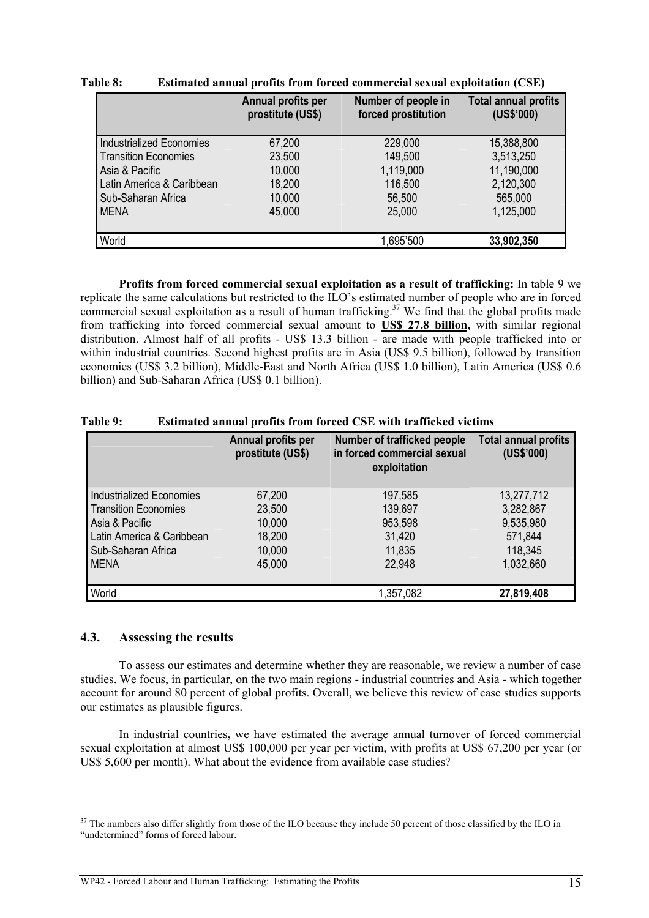**Table 8: Estimated annual profits from forced commercial sexual exploitation (CSE)**

| | Annual profits per prostitute (US$) | Number of people in forced prostitution | Total annual profits (US$'000) |
|---|---|---|---|
| Industrialized Economies | 67,200 | 229,000 | 15,388,800 |
| Transition Economies | 23,500 | 149,500 | 3,513,250 |
| Asia & Pacific | 10,000 | 1,119,000 | 11,190,000 |
| Latin America & Caribbean | 18,200 | 116,500 | 2,120,300 |
| Sub-Saharan Africa | 10,000 | 56,500 | 565,000 |
| MENA | 45,000 | 25,000 | 1,125,000 |
| World | | 1,695'500 | **33,902,350** |

**Profits from forced commercial sexual exploitation as a result of trafficking:** In table 9 we replicate the same calculations but restricted to the ILO's estimated number of people who are in forced commercial sexual exploitation as a result of human trafficking.[37] We find that the global profits made from trafficking into forced commercial sexual amount to **US$ 27.8 billion,** with similar regional distribution. Almost half of all profits - US$ 13.3 billion - are made with people trafficked into or within industrial countries. Second highest profits are in Asia (US$ 9.5 billion), followed by transition economies (US$ 3.2 billion), Middle-East and North Africa (US$ 1.0 billion), Latin America (US$ 0.6 billion) and Sub-Saharan Africa (US$ 0.1 billion).

**Table 9: Estimated annual profits from forced CSE with trafficked victims**

| | Annual profits per prostitute (US$) | Number of trafficked people in forced commercial sexual exploitation | Total annual profits (US$'000) |
|---|---|---|---|
| Industrialized Economies | 67,200 | 197,585 | 13,277,712 |
| Transition Economies | 23,500 | 139,697 | 3,282,867 |
| Asia & Pacific | 10,000 | 953,598 | 9,535,980 |
| Latin America & Caribbean | 18,200 | 31,420 | 571,844 |
| Sub-Saharan Africa | 10,000 | 11,835 | 118,345 |
| MENA | 45,000 | 22,948 | 1,032,660 |
| World | | 1,357,082 | **27,819,408** |

## 4.3. Assessing the results

To assess our estimates and determine whether they are reasonable, we review a number of case studies. We focus, in particular, on the two main regions - industrial countries and Asia - which together account for around 80 percent of global profits. Overall, we believe this review of case studies supports our estimates as plausible figures.

In industrial countries**,** we have estimated the average annual turnover of forced commercial sexual exploitation at almost US$ 100,000 per year per victim, with profits at US$ 67,200 per year (or US$ 5,600 per month). What about the evidence from available case studies?

[37] The numbers also differ slightly from those of the ILO because they include 50 percent of those classified by the ILO in "undetermined" forms of forced labour.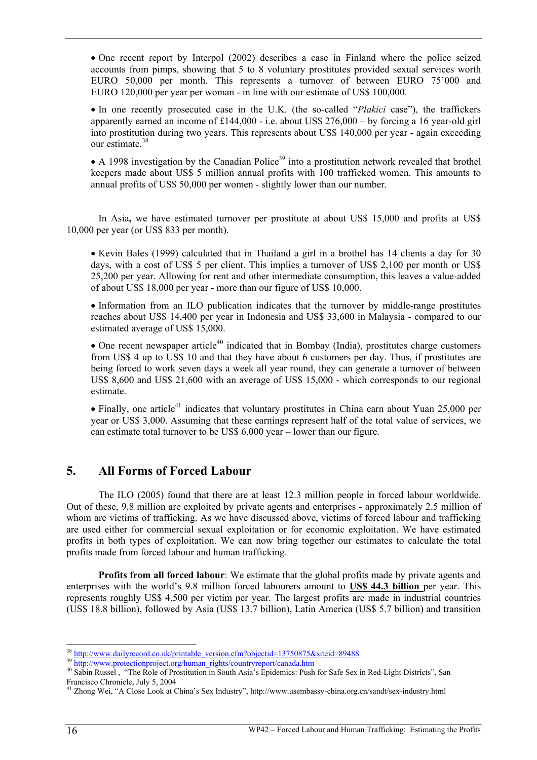- One recent report by Interpol (2002) describes a case in Finland where the police seized accounts from pimps, showing that 5 to 8 voluntary prostitutes provided sexual services worth EURO 50,000 per month. This represents a turnover of between EURO 75'000 and EURO 120,000 per year per woman - in line with our estimate of US$ 100,000.

- In one recently prosecuted case in the U.K. (the so-called "*Plakici* case"), the traffickers apparently earned an income of £144,000 - i.e. about US$ 276,000 – by forcing a 16 year-old girl into prostitution during two years. This represents about US$ 140,000 per year - again exceeding our estimate.[38]

- A 1998 investigation by the Canadian Police[39] into a prostitution network revealed that brothel keepers made about US$ 5 million annual profits with 100 trafficked women. This amounts to annual profits of US$ 50,000 per women - slightly lower than our number.

In Asia**,** we have estimated turnover per prostitute at about US$ 15,000 and profits at US$ 10,000 per year (or US$ 833 per month).

- Kevin Bales (1999) calculated that in Thailand a girl in a brothel has 14 clients a day for 30 days, with a cost of US$ 5 per client. This implies a turnover of US$ 2,100 per month or US$ 25,200 per year. Allowing for rent and other intermediate consumption, this leaves a value-added of about US$ 18,000 per year - more than our figure of US$ 10,000.

- Information from an ILO publication indicates that the turnover by middle-range prostitutes reaches about US$ 14,400 per year in Indonesia and US$ 33,600 in Malaysia - compared to our estimated average of US$ 15,000.

- One recent newspaper article[40] indicated that in Bombay (India), prostitutes charge customers from US$ 4 up to US$ 10 and that they have about 6 customers per day. Thus, if prostitutes are being forced to work seven days a week all year round, they can generate a turnover of between US$ 8,600 and US$ 21,600 with an average of US$ 15,000 - which corresponds to our regional estimate.

- Finally, one article[41] indicates that voluntary prostitutes in China earn about Yuan 25,000 per year or US$ 3,000. Assuming that these earnings represent half of the total value of services, we can estimate total turnover to be US$ 6,000 year – lower than our figure.

## 5. All Forms of Forced Labour

The ILO (2005) found that there are at least 12.3 million people in forced labour worldwide. Out of these, 9.8 million are exploited by private agents and enterprises - approximately 2.5 million of whom are victims of trafficking. As we have discussed above, victims of forced labour and trafficking are used either for commercial sexual exploitation or for economic exploitation. We have estimated profits in both types of exploitation. We can now bring together our estimates to calculate the total profits made from forced labour and human trafficking.

**Profits from all forced labour**: We estimate that the global profits made by private agents and enterprises with the world's 9.8 million forced labourers amount to **US$ 44.3 billion** per year. This represents roughly US$ 4,500 per victim per year. The largest profits are made in industrial countries (US$ 18.8 billion), followed by Asia (US$ 13.7 billion), Latin America (US$ 5.7 billion) and transition

---

[38] http://www.dailyrecord.co.uk/printable_version.cfm?objectid=13750875&siteid=89488

[39] http://www.protectionproject.org/human_rights/countryreport/canada.htm

[40] Sabin Russel , "The Role of Prostitution in South Asia's Epidemics: Push for Safe Sex in Red-Light Districts", San Francisco Chronicle, July 5, 2004

[41] Zhong Wei, "A Close Look at China's Sex Industry", http://www.usembassy-china.org.cn/sandt/sex-industry.html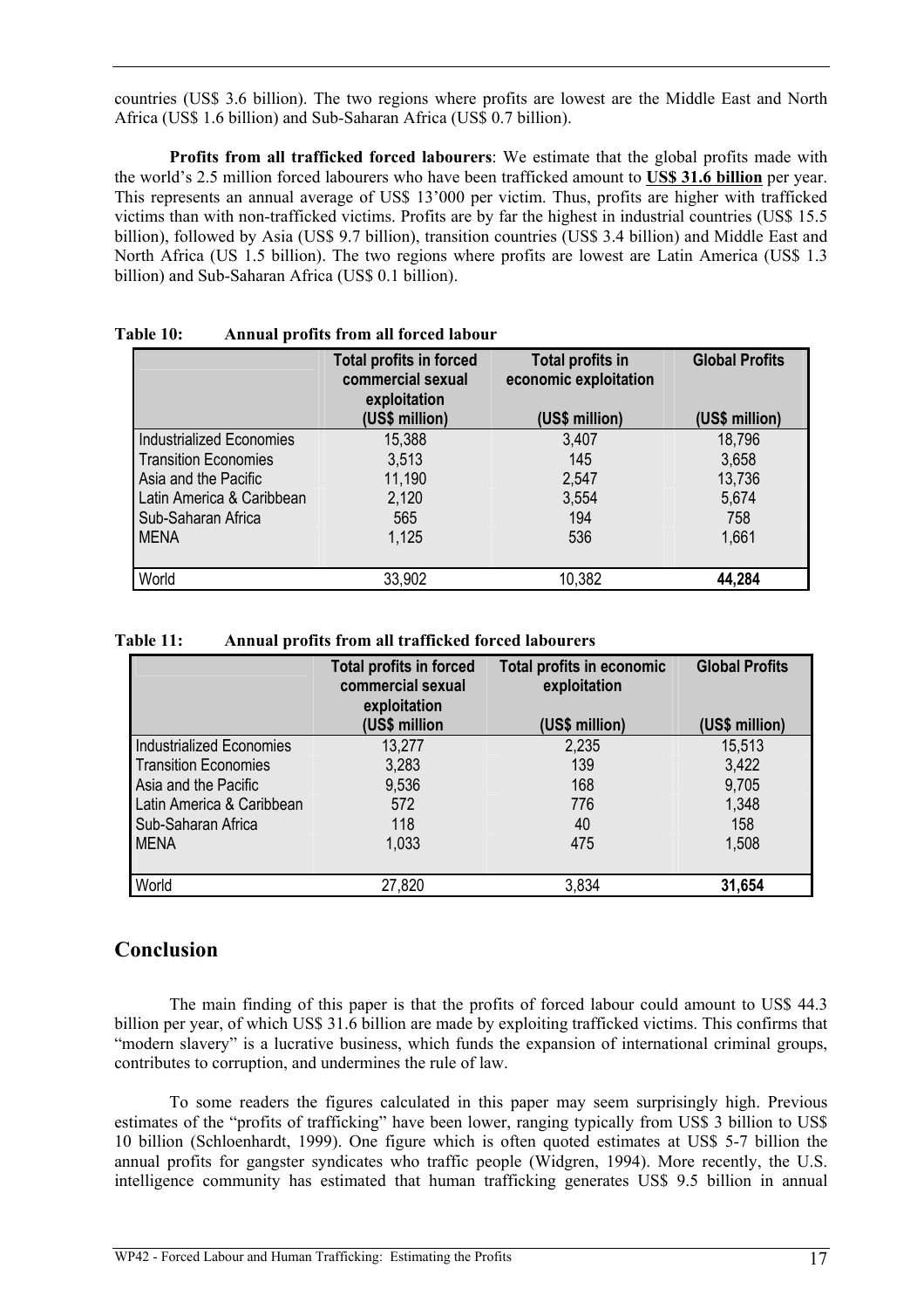countries (US$ 3.6 billion). The two regions where profits are lowest are the Middle East and North Africa (US$ 1.6 billion) and Sub-Saharan Africa (US$ 0.7 billion).

**Profits from all trafficked forced labourers**: We estimate that the global profits made with the world's 2.5 million forced labourers who have been trafficked amount to **US$ 31.6 billion** per year. This represents an annual average of US$ 13'000 per victim. Thus, profits are higher with trafficked victims than with non-trafficked victims. Profits are by far the highest in industrial countries (US$ 15.5 billion), followed by Asia (US$ 9.7 billion), transition countries (US$ 3.4 billion) and Middle East and North Africa (US 1.5 billion). The two regions where profits are lowest are Latin America (US$ 1.3 billion) and Sub-Saharan Africa (US$ 0.1 billion).

**Table 10: Annual profits from all forced labour**

| | Total profits in forced commercial sexual exploitation (US$ million) | Total profits in economic exploitation (US$ million) | Global Profits (US$ million) |
|---|---|---|---|
| Industrialized Economies | 15,388 | 3,407 | 18,796 |
| Transition Economies | 3,513 | 145 | 3,658 |
| Asia and the Pacific | 11,190 | 2,547 | 13,736 |
| Latin America & Caribbean | 2,120 | 3,554 | 5,674 |
| Sub-Saharan Africa | 565 | 194 | 758 |
| MENA | 1,125 | 536 | 1,661 |
| World | 33,902 | 10,382 | **44,284** |

**Table 11: Annual profits from all trafficked forced labourers**

| | Total profits in forced commercial sexual exploitation (US$ million | Total profits in economic exploitation (US$ million) | Global Profits (US$ million) |
|---|---|---|---|
| Industrialized Economies | 13,277 | 2,235 | 15,513 |
| Transition Economies | 3,283 | 139 | 3,422 |
| Asia and the Pacific | 9,536 | 168 | 9,705 |
| Latin America & Caribbean | 572 | 776 | 1,348 |
| Sub-Saharan Africa | 118 | 40 | 158 |
| MENA | 1,033 | 475 | 1,508 |
| World | 27,820 | 3,834 | **31,654** |

## Conclusion

The main finding of this paper is that the profits of forced labour could amount to US$ 44.3 billion per year, of which US$ 31.6 billion are made by exploiting trafficked victims. This confirms that "modern slavery" is a lucrative business, which funds the expansion of international criminal groups, contributes to corruption, and undermines the rule of law.

To some readers the figures calculated in this paper may seem surprisingly high. Previous estimates of the "profits of trafficking" have been lower, ranging typically from US$ 3 billion to US$ 10 billion (Schloenhardt, 1999). One figure which is often quoted estimates at US$ 5-7 billion the annual profits for gangster syndicates who traffic people (Widgren, 1994). More recently, the U.S. intelligence community has estimated that human trafficking generates US$ 9.5 billion in annual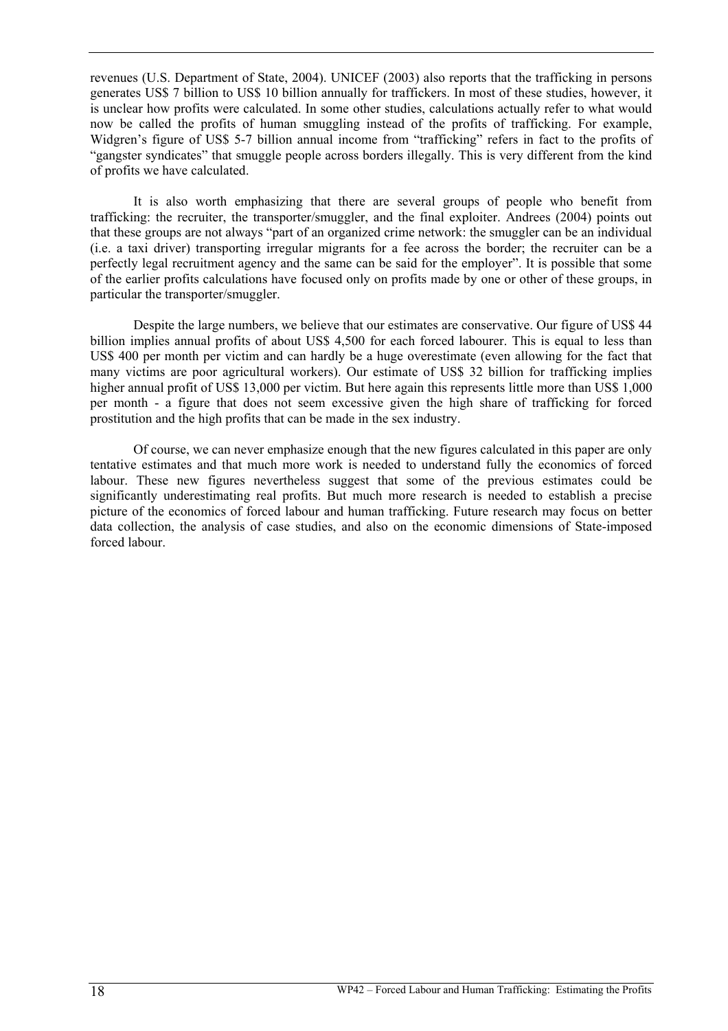revenues (U.S. Department of State, 2004). UNICEF (2003) also reports that the trafficking in persons generates US$ 7 billion to US$ 10 billion annually for traffickers. In most of these studies, however, it is unclear how profits were calculated. In some other studies, calculations actually refer to what would now be called the profits of human smuggling instead of the profits of trafficking. For example, Widgren's figure of US$ 5-7 billion annual income from "trafficking" refers in fact to the profits of "gangster syndicates" that smuggle people across borders illegally. This is very different from the kind of profits we have calculated.

It is also worth emphasizing that there are several groups of people who benefit from trafficking: the recruiter, the transporter/smuggler, and the final exploiter. Andrees (2004) points out that these groups are not always "part of an organized crime network: the smuggler can be an individual (i.e. a taxi driver) transporting irregular migrants for a fee across the border; the recruiter can be a perfectly legal recruitment agency and the same can be said for the employer". It is possible that some of the earlier profits calculations have focused only on profits made by one or other of these groups, in particular the transporter/smuggler.

Despite the large numbers, we believe that our estimates are conservative. Our figure of US$ 44 billion implies annual profits of about US$ 4,500 for each forced labourer. This is equal to less than US$ 400 per month per victim and can hardly be a huge overestimate (even allowing for the fact that many victims are poor agricultural workers). Our estimate of US$ 32 billion for trafficking implies higher annual profit of US$ 13,000 per victim. But here again this represents little more than US$ 1,000 per month - a figure that does not seem excessive given the high share of trafficking for forced prostitution and the high profits that can be made in the sex industry.

Of course, we can never emphasize enough that the new figures calculated in this paper are only tentative estimates and that much more work is needed to understand fully the economics of forced labour. These new figures nevertheless suggest that some of the previous estimates could be significantly underestimating real profits. But much more research is needed to establish a precise picture of the economics of forced labour and human trafficking. Future research may focus on better data collection, the analysis of case studies, and also on the economic dimensions of State-imposed forced labour.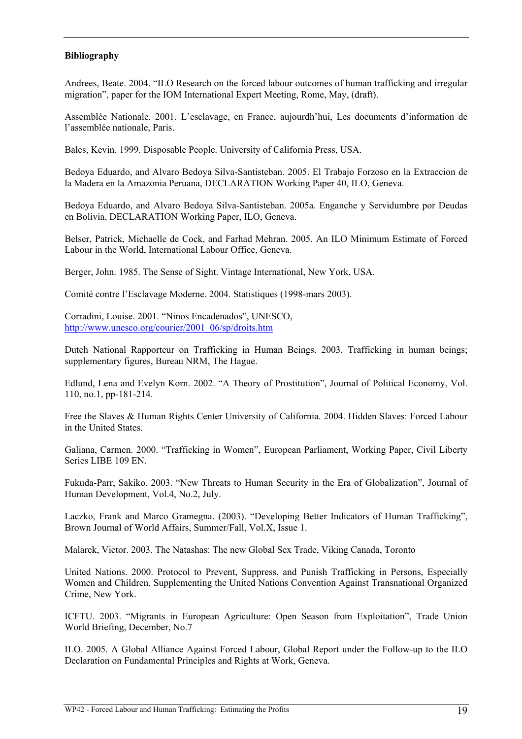**Bibliography**

Andrees, Beate. 2004. "ILO Research on the forced labour outcomes of human trafficking and irregular migration", paper for the IOM International Expert Meeting, Rome, May, (draft).

Assemblée Nationale. 2001. L'esclavage, en France, aujourdh'hui, Les documents d'information de l'assemblée nationale, Paris.

Bales, Kevin. 1999. Disposable People. University of California Press, USA.

Bedoya Eduardo, and Alvaro Bedoya Silva-Santisteban. 2005. El Trabajo Forzoso en la Extraccion de la Madera en la Amazonia Peruana, DECLARATION Working Paper 40, ILO, Geneva.

Bedoya Eduardo, and Alvaro Bedoya Silva-Santisteban. 2005a. Enganche y Servidumbre por Deudas en Bolivia, DECLARATION Working Paper, ILO, Geneva.

Belser, Patrick, Michaelle de Cock, and Farhad Mehran. 2005. An ILO Minimum Estimate of Forced Labour in the World, International Labour Office, Geneva.

Berger, John. 1985. The Sense of Sight. Vintage International, New York, USA.

Comité contre l'Esclavage Moderne. 2004. Statistiques (1998-mars 2003).

Corradini, Louise. 2001. "Ninos Encadenados", UNESCO, http://www.unesco.org/courier/2001_06/sp/droits.htm

Dutch National Rapporteur on Trafficking in Human Beings. 2003. Trafficking in human beings; supplementary figures, Bureau NRM, The Hague.

Edlund, Lena and Evelyn Korn. 2002. "A Theory of Prostitution", Journal of Political Economy, Vol. 110, no.1, pp-181-214.

Free the Slaves & Human Rights Center University of California. 2004. Hidden Slaves: Forced Labour in the United States.

Galiana, Carmen. 2000. "Trafficking in Women", European Parliament, Working Paper, Civil Liberty Series LIBE 109 EN.

Fukuda-Parr, Sakiko. 2003. "New Threats to Human Security in the Era of Globalization", Journal of Human Development, Vol.4, No.2, July.

Laczko, Frank and Marco Gramegna. (2003). "Developing Better Indicators of Human Trafficking", Brown Journal of World Affairs, Summer/Fall, Vol.X, Issue 1.

Malarek, Victor. 2003. The Natashas: The new Global Sex Trade, Viking Canada, Toronto

United Nations. 2000. Protocol to Prevent, Suppress, and Punish Trafficking in Persons, Especially Women and Children, Supplementing the United Nations Convention Against Transnational Organized Crime, New York.

ICFTU. 2003. "Migrants in European Agriculture: Open Season from Exploitation", Trade Union World Briefing, December, No.7

ILO. 2005. A Global Alliance Against Forced Labour, Global Report under the Follow-up to the ILO Declaration on Fundamental Principles and Rights at Work, Geneva.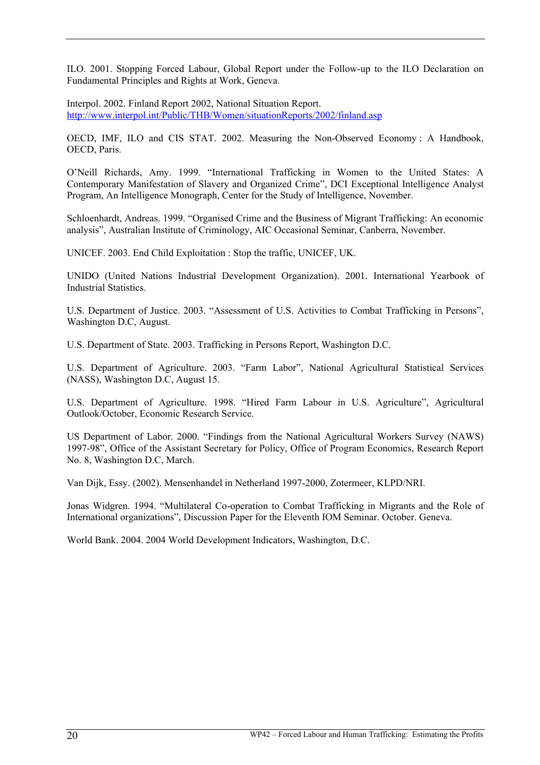ILO. 2001. Stopping Forced Labour, Global Report under the Follow-up to the ILO Declaration on Fundamental Principles and Rights at Work, Geneva.

Interpol. 2002. Finland Report 2002, National Situation Report. http://www.interpol.int/Public/THB/Women/situationReports/2002/finland.asp

OECD, IMF, ILO and CIS STAT. 2002. Measuring the Non-Observed Economy : A Handbook, OECD, Paris.

O'Neill Richards, Amy. 1999. "International Trafficking in Women to the United States: A Contemporary Manifestation of Slavery and Organized Crime", DCI Exceptional Intelligence Analyst Program, An Intelligence Monograph, Center for the Study of Intelligence, November.

Schloenhardt, Andreas. 1999. "Organised Crime and the Business of Migrant Trafficking: An economic analysis", Australian Institute of Criminology, AIC Occasional Seminar, Canberra, November.

UNICEF. 2003. End Child Exploitation : Stop the traffic, UNICEF, UK.

UNIDO (United Nations Industrial Development Organization). 2001. International Yearbook of Industrial Statistics.

U.S. Department of Justice. 2003. "Assessment of U.S. Activities to Combat Trafficking in Persons", Washington D.C, August.

U.S. Department of State. 2003. Trafficking in Persons Report, Washington D.C.

U.S. Department of Agriculture. 2003. "Farm Labor", National Agricultural Statistical Services (NASS), Washington D.C, August 15.

U.S. Department of Agriculture. 1998. "Hired Farm Labour in U.S. Agriculture", Agricultural Outlook/October, Economic Research Service.

US Department of Labor. 2000. "Findings from the National Agricultural Workers Survey (NAWS) 1997-98", Office of the Assistant Secretary for Policy, Office of Program Economics, Research Report No. 8, Washington D.C, March.

Van Dijk, Essy. (2002). Mensenhandel in Netherland 1997-2000, Zotermeer, KLPD/NRI.

Jonas Widgren. 1994. "Multilateral Co-operation to Combat Trafficking in Migrants and the Role of International organizations", Discussion Paper for the Eleventh IOM Seminar. October. Geneva.

World Bank. 2004. 2004 World Development Indicators, Washington, D.C.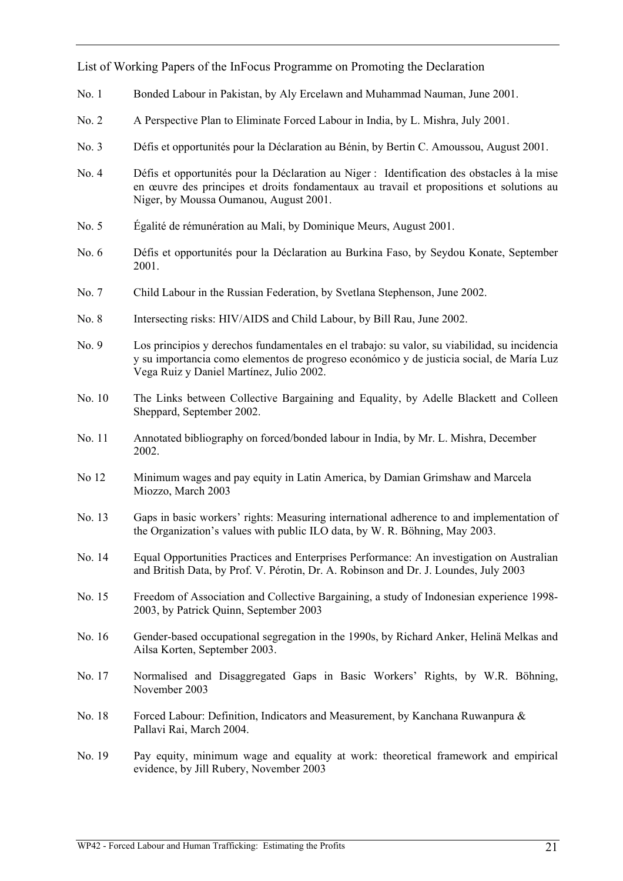List of Working Papers of the InFocus Programme on Promoting the Declaration

No. 1 Bonded Labour in Pakistan, by Aly Ercelawn and Muhammad Nauman, June 2001.

No. 2 A Perspective Plan to Eliminate Forced Labour in India, by L. Mishra, July 2001.

No. 3 Défis et opportunités pour la Déclaration au Bénin, by Bertin C. Amoussou, August 2001.

No. 4 Défis et opportunités pour la Déclaration au Niger : Identification des obstacles à la mise en œuvre des principes et droits fondamentaux au travail et propositions et solutions au Niger, by Moussa Oumanou, August 2001.

No. 5 Égalité de rémunération au Mali, by Dominique Meurs, August 2001.

No. 6 Défis et opportunités pour la Déclaration au Burkina Faso, by Seydou Konate, September 2001.

No. 7 Child Labour in the Russian Federation, by Svetlana Stephenson, June 2002.

No. 8 Intersecting risks: HIV/AIDS and Child Labour, by Bill Rau, June 2002.

No. 9 Los principios y derechos fundamentales en el trabajo: su valor, su viabilidad, su incidencia y su importancia como elementos de progreso económico y de justicia social, de María Luz Vega Ruiz y Daniel Martínez, Julio 2002.

No. 10 The Links between Collective Bargaining and Equality, by Adelle Blackett and Colleen Sheppard, September 2002.

No. 11 Annotated bibliography on forced/bonded labour in India, by Mr. L. Mishra, December 2002.

No 12 Minimum wages and pay equity in Latin America, by Damian Grimshaw and Marcela Miozzo, March 2003

No. 13 Gaps in basic workers' rights: Measuring international adherence to and implementation of the Organization's values with public ILO data, by W. R. Böhning, May 2003.

No. 14 Equal Opportunities Practices and Enterprises Performance: An investigation on Australian and British Data, by Prof. V. Pérotin, Dr. A. Robinson and Dr. J. Loundes, July 2003

No. 15 Freedom of Association and Collective Bargaining, a study of Indonesian experience 1998-2003, by Patrick Quinn, September 2003

No. 16 Gender-based occupational segregation in the 1990s, by Richard Anker, Helinä Melkas and Ailsa Korten, September 2003.

No. 17 Normalised and Disaggregated Gaps in Basic Workers' Rights, by W.R. Böhning, November 2003

No. 18 Forced Labour: Definition, Indicators and Measurement, by Kanchana Ruwanpura & Pallavi Rai, March 2004.

No. 19 Pay equity, minimum wage and equality at work: theoretical framework and empirical evidence, by Jill Rubery, November 2003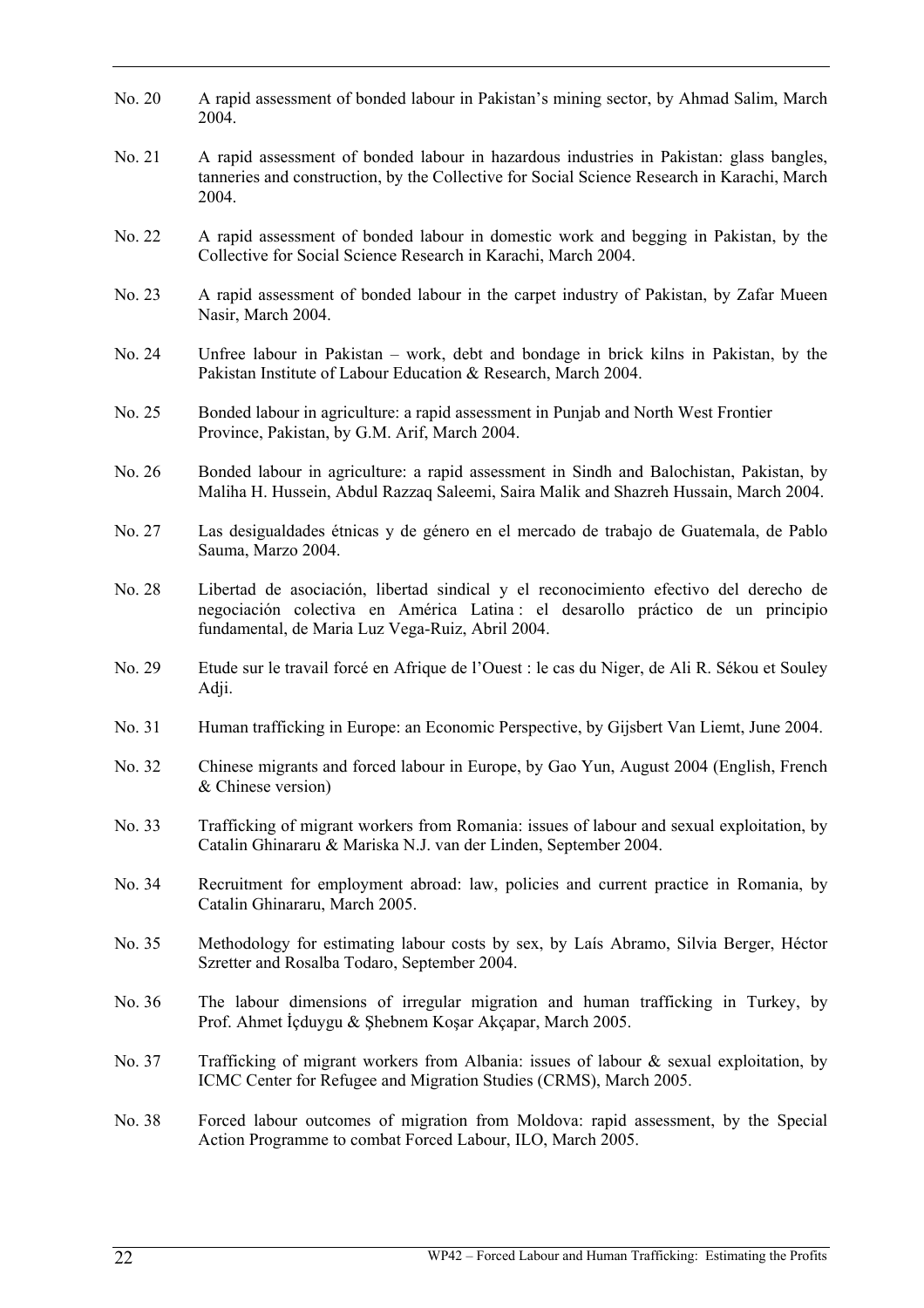No. 20 A rapid assessment of bonded labour in Pakistan's mining sector, by Ahmad Salim, March 2004.

No. 21 A rapid assessment of bonded labour in hazardous industries in Pakistan: glass bangles, tanneries and construction, by the Collective for Social Science Research in Karachi, March 2004.

No. 22 A rapid assessment of bonded labour in domestic work and begging in Pakistan, by the Collective for Social Science Research in Karachi, March 2004.

No. 23 A rapid assessment of bonded labour in the carpet industry of Pakistan, by Zafar Mueen Nasir, March 2004.

No. 24 Unfree labour in Pakistan – work, debt and bondage in brick kilns in Pakistan, by the Pakistan Institute of Labour Education & Research, March 2004.

No. 25 Bonded labour in agriculture: a rapid assessment in Punjab and North West Frontier Province, Pakistan, by G.M. Arif, March 2004.

No. 26 Bonded labour in agriculture: a rapid assessment in Sindh and Balochistan, Pakistan, by Maliha H. Hussein, Abdul Razzaq Saleemi, Saira Malik and Shazreh Hussain, March 2004.

No. 27 Las desigualdades étnicas y de género en el mercado de trabajo de Guatemala, de Pablo Sauma, Marzo 2004.

No. 28 Libertad de asociación, libertad sindical y el reconocimiento efectivo del derecho de negociación colectiva en América Latina : el desarollo práctico de un principio fundamental, de Maria Luz Vega-Ruiz, Abril 2004.

No. 29 Etude sur le travail forcé en Afrique de l'Ouest : le cas du Niger, de Ali R. Sékou et Souley Adji.

No. 31 Human trafficking in Europe: an Economic Perspective, by Gijsbert Van Liemt, June 2004.

No. 32 Chinese migrants and forced labour in Europe, by Gao Yun, August 2004 (English, French & Chinese version)

No. 33 Trafficking of migrant workers from Romania: issues of labour and sexual exploitation, by Catalin Ghinararu & Mariska N.J. van der Linden, September 2004.

No. 34 Recruitment for employment abroad: law, policies and current practice in Romania, by Catalin Ghinararu, March 2005.

No. 35 Methodology for estimating labour costs by sex, by Laís Abramo, Silvia Berger, Héctor Szretter and Rosalba Todaro, September 2004.

No. 36 The labour dimensions of irregular migration and human trafficking in Turkey, by Prof. Ahmet İçduygu & Şhebnem Koşar Akçapar, March 2005.

No. 37 Trafficking of migrant workers from Albania: issues of labour & sexual exploitation, by ICMC Center for Refugee and Migration Studies (CRMS), March 2005.

No. 38 Forced labour outcomes of migration from Moldova: rapid assessment, by the Special Action Programme to combat Forced Labour, ILO, March 2005.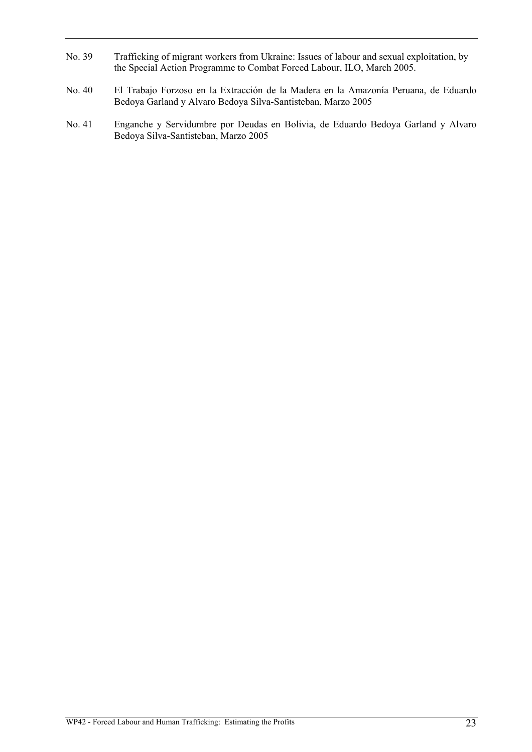No. 39 Trafficking of migrant workers from Ukraine: Issues of labour and sexual exploitation, by the Special Action Programme to Combat Forced Labour, ILO, March 2005.

No. 40 El Trabajo Forzoso en la Extracción de la Madera en la Amazonía Peruana, de Eduardo Bedoya Garland y Alvaro Bedoya Silva-Santisteban, Marzo 2005

No. 41 Enganche y Servidumbre por Deudas en Bolivia, de Eduardo Bedoya Garland y Alvaro Bedoya Silva-Santisteban, Marzo 2005